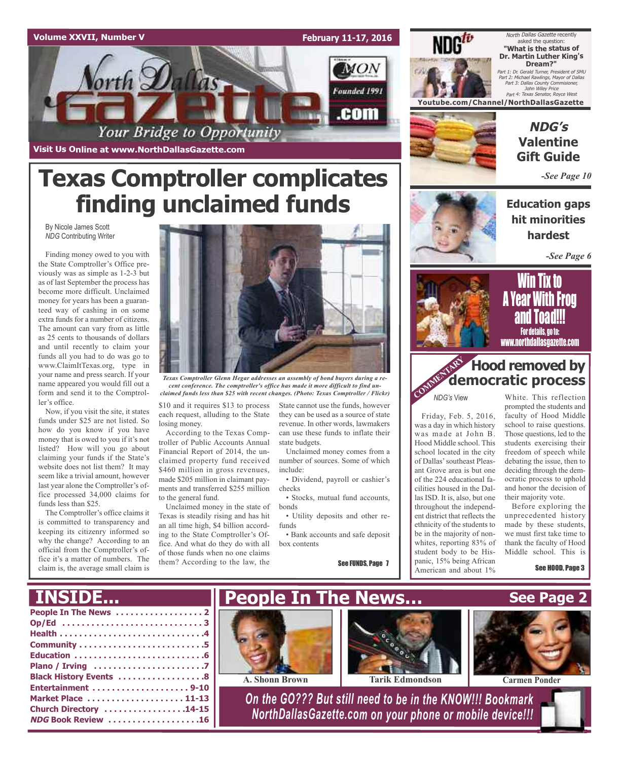# North Dallas Gazette

Your Bridge to Opportunity

Founded 1991

Visit Us Online at www.NorthDallasGazette.com

February 11-17, 2016

*North Dallas Gazette* recently asked the question: **"What is the status of Dr. Martin Luther King's Dream?"**

*Part 1: Dr. Gerald Turner, President of SMU*
*Part 2: Michael Rawlings, Mayor of Dallas*
*Part 3: Dallas County Commisioner, John Wiley Price*
*Part 4: Texas Senator, Royce West*

**Youtube.com/Channel/NorthDallasGazette**

## NDG's Valentine Gift Guide

*-See Page 10*

## Education gaps hit minorities hardest

*-See Page 6*

## Win Tix to A Year With Frog and Toad!!!

For details, go to: www.northdallasgazette.com

# Texas Comptroller complicates finding unclaimed funds

By Nicole James Scott
*NDG* Contributing Writer

Finding money owed to you with the State Comptroller's Office previously was as simple as 1-2-3 but as of last September the process has become more difficult. Unclaimed money for years has been a guaranteed way of cashing in on some extra funds for a number of citizens. The amount can vary from as little as 25 cents to thousands of dollars and until recently to claim your funds all you had to do was go to www.ClaimItTexas.org, type in your name and press search. If your name appeared you would fill out a form and send it to the Comptroller's office.

Now, if you visit the site, it states funds under $25 are not listed. So how do you know if you have money that is owed to you if it's not listed? How will you go about claiming your funds if the State's website does not list them? It may seem like a trivial amount, however last year alone the Comptroller's office processed 34,000 claims for funds less than $25.

The Comptroller's office claims it is committed to transparency and keeping its citizenry informed so why the change? According to an official from the Comptroller's office it's a matter of numbers. The claim is, the average small claim is $10 and it requires $13 to process each request, alluding to the State losing money.

*Texas Comptroller Glenn Hegar addresses an assembly of bond buyers during a recent conference. The comptroller's office has made it more difficult to find unclaimed funds less than $25 with recent changes. (Photo: Texas Comptroller / Flickr)*

According to the Texas Comptroller of Public Accounts Annual Financial Report of 2014, the unclaimed property fund received $460 million in gross revenues, made $205 million in claimant payments and transferred $255 million to the general fund.

Unclaimed money in the state of Texas is steadily rising and has hit an all time high, $4 billion according to the State Comptroller's Office. And what do they do with all of those funds when no one claims them? According to the law, the State cannot use the funds, however they can be used as a source of state revenue. In other words, lawmakers can use these funds to inflate their state budgets.

Unclaimed money comes from a number of sources. Some of which include:

- Dividend, payroll or cashier's checks
- Stocks, mutual fund accounts, bonds
- Utility deposits and other refunds
- Bank accounts and safe deposit box contents

See FUNDS, Page 7

## COMMENTARY: Hood removed by democratic process

*NDG's* View

Friday, Feb. 5, 2016, was a day in which history was made at John B. Hood Middle school. This school located in the city of Dallas' southeast Pleasant Grove area is but one of the 224 educational facilities housed in the Dallas ISD. It is, also, but one throughout the independent district that reflects the ethnicity of the students to be in the majority of non-whites, reporting 83% of student body to be Hispanic, 15% being African American and about 1% White. This reflection prompted the students and faculty of Hood Middle school to raise questions. Those questions, led to the students exercising their freedom of speech while debating the issue, then to deciding through the democratic process to uphold and honor the decision of their majority vote.

Before exploring the unprecedented history made by these students, we must first take time to thank the faculty of Hood Middle school. This is

See HOOD, Page 3

## INSIDE...

- People In The News . . . . . . . . . . 2
- Op/Ed . . . . . . . . . . 3
- Health . . . . . . . . . . 4
- Community . . . . . . . . . . 5
- Education . . . . . . . . . . 6
- Plano / Irving . . . . . . . . . . 7
- Black History Events . . . . . . . . . . 8
- Entertainment . . . . . . . . . . 9-10
- Market Place . . . . . . . . . . 11-13
- Church Directory . . . . . . . . . . 14-15
- *NDG* Book Review . . . . . . . . . . 16

## People In The News... See Page 2

A. Shonn Brown | Tarik Edmondson | Carmen Ponder

*On the GO??? But still need to be in the KNOW!!! Bookmark NorthDallasGazette.com on your phone or mobile device!!!*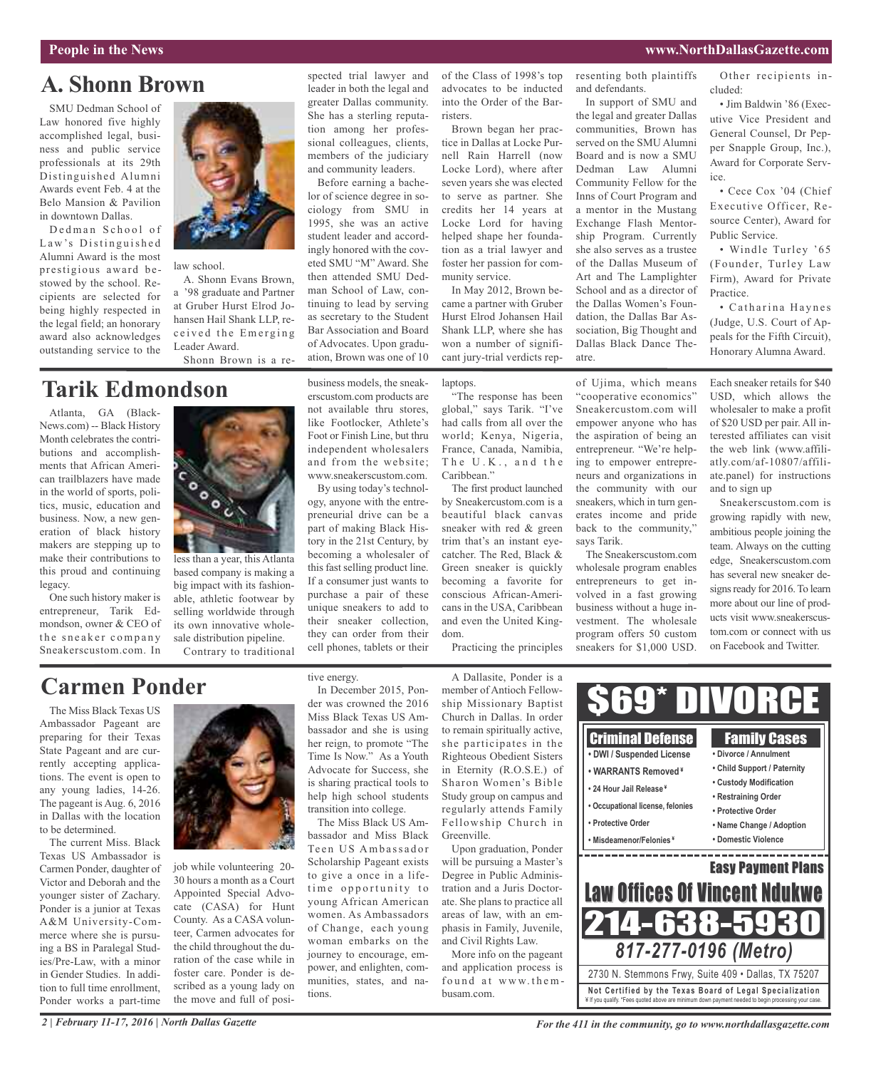## A. Shonn Brown

SMU Dedman School of Law honored five highly accomplished legal, business and public service professionals at its 29th Distinguished Alumni Awards event Feb. 4 at the Belo Mansion & Pavilion in downtown Dallas.

Dedman School of Law's Distinguished Alumni Award is the most prestigious award bestowed by the school. Recipients are selected for being highly respected in the legal field; an honorary award also acknowledges outstanding service to the law school.

A. Shonn Evans Brown, a '98 graduate and Partner at Gruber Hurst Elrod Johansen Hail Shank LLP, received the Emerging Leader Award.

Shonn Brown is a respected trial lawyer and leader in both the legal and greater Dallas community. She has a sterling reputation among her professional colleagues, clients, members of the judiciary and community leaders.

Before earning a bachelor of science degree in sociology from SMU in 1995, she was an active student leader and accordingly honored with the coveted SMU "M" Award. She then attended SMU Dedman School of Law, continuing to lead by serving as secretary to the Student Bar Association and Board of Advocates. Upon graduation, Brown was one of 10 of the Class of 1998's top advocates to be inducted into the Order of the Barristers.

Brown began her practice in Dallas at Locke Purnell Rain Harrell (now Locke Lord), where after seven years she was elected to serve as partner. She credits her 14 years at Locke Lord for having helped shape her foundation as a trial lawyer and foster her passion for community service.

In May 2012, Brown became a partner with Gruber Hurst Elrod Johansen Hail Shank LLP, where she has won a number of significant jury-trial verdicts representing both plaintiffs and defendants.

In support of SMU and the legal and greater Dallas communities, Brown has served on the SMU Alumni Board and is now a SMU Dedman Law Alumni Community Fellow for the Inns of Court Program and a mentor in the Mustang Exchange Flash Mentorship Program. Currently she also serves as a trustee of the Dallas Museum of Art and The Lamplighter School and as a director of the Dallas Women's Foundation, the Dallas Bar Association, Big Thought and Dallas Black Dance Theatre.

Other recipients included:

• Jim Baldwin '86 (Executive Vice President and General Counsel, Dr Pepper Snapple Group, Inc.), Award for Corporate Service.

• Cece Cox '04 (Chief Executive Officer, Resource Center), Award for Public Service.

• Windle Turley '65 (Founder, Turley Law Firm), Award for Private Practice.

• Catharina Haynes (Judge, U.S. Court of Appeals for the Fifth Circuit), Honorary Alumna Award.

## Tarik Edmondson

Atlanta, GA (BlackNews.com) -- Black History Month celebrates the contributions and accomplishments that African American trailblazers have made in the world of sports, politics, music, education and business. Now, a new generation of black history makers are stepping up to make their contributions to this proud and continuing legacy.

One such history maker is entrepreneur, Tarik Edmondson, owner & CEO of the sneaker company Sneakerscustom.com. In less than a year, this Atlanta based company is making a big impact with its fashionable, athletic footwear by selling worldwide through its own innovative wholesale distribution pipeline.

Contrary to traditional business models, the sneakerscustom.com products are not available thru stores, like Footlocker, Athlete's Foot or Finish Line, but thru independent wholesalers and from the website; www.sneakerscustom.com.

By using today's technology, anyone with the entrepreneurial drive can be a part of making Black History in the 21st Century, by becoming a wholesaler of this fast selling product line. If a consumer just wants to purchase a pair of these unique sneakers to add to their sneaker collection, they can order from their cell phones, tablets or their laptops.

"The response has been global," says Tarik. "I've had calls from all over the world; Kenya, Nigeria, France, Canada, Namibia, The U.K., and the Caribbean."

The first product launched by Sneakercustom.com is a beautiful black canvas sneaker with red & green trim that's an instant eye-catcher. The Red, Black & Green sneaker is quickly becoming a favorite for conscious African-Americans in the USA, Caribbean and even the United Kingdom.

Practicing the principles of Ujima, which means "cooperative economics" Sneakercustom.com will empower anyone who has the aspiration of being an entrepreneur. "We're helping to empower entrepreneurs and organizations in the community with our sneakers, which in turn generates income and pride back to the community," says Tarik.

The Sneakerscustom.com wholesale program enables entrepreneurs to get involved in a fast growing business without a huge investment. The wholesale program offers 50 custom sneakers for $1,000 USD. Each sneaker retails for $40 USD, which allows the wholesaler to make a profit of $20 USD per pair. All interested affiliates can visit the web link (www.affiliatly.com/af-10807/affiliate.panel) for instructions and to sign up

Sneakerscustom.com is growing rapidly with new, ambitious people joining the team. Always on the cutting edge, Sneakerscustom.com has several new sneaker designs ready for 2016. To learn more about our line of products visit www.sneakerscustom.com or connect with us on Facebook and Twitter.

## Carmen Ponder

The Miss Black Texas US Ambassador Pageant are preparing for their Texas State Pageant and are currently accepting applications. The event is open to any young ladies, 14-26. The pageant is Aug. 6, 2016 in Dallas with the location to be determined.

The current Miss. Black Texas US Ambassador is Carmen Ponder, daughter of Victor and Deborah and the younger sister of Zachary. Ponder is a junior at Texas A&M University-Commerce where she is pursuing a BS in Paralegal Studies/Pre-Law, with a minor in Gender Studies. In addition to full time enrollment, Ponder works a part-time job while volunteering 20-30 hours a month as a Court Appointed Special Advocate (CASA) for Hunt County. As a CASA volunteer, Carmen advocates for the child throughout the duration of the case while in foster care. Ponder is described as a young lady on the move and full of positive energy.

In December 2015, Ponder was crowned the 2016 Miss Black Texas US Ambassador and she is using her reign, to promote "The Time Is Now." As a Youth Advocate for Success, she is sharing practical tools to help high school students transition into college.

The Miss Black US Ambassador and Miss Black Teen US Ambassador Scholarship Pageant exists to give a once in a lifetime opportunity to young African American women. As Ambassadors of Change, each young woman embarks on the journey to encourage, empower, and enlighten, communities, states, and nations.

A Dallasite, Ponder is a member of Antioch Fellowship Missionary Baptist Church in Dallas. In order to remain spiritually active, she participates in the Righteous Obedient Sisters in Eternity (R.O.S.E.) of Sharon Women's Bible Study group on campus and regularly attends Family Fellowship Church in Greenville.

Upon graduation, Ponder will be pursuing a Master's Degree in Public Administration and a Juris Doctorate. She plans to practice all areas of law, with an emphasis in Family, Juvenile, and Civil Rights Law.

More info on the pageant and application process is found at www.thembusam.com.

---

**$69* DIVORCE**

**Criminal Defense**
- DWI / Suspended License
- WARRANTS Removed ¥
- 24 Hour Jail Release ¥
- Occupational license, felonies
- Protective Order
- Misdeameanor/Felonies ¥

**Family Cases**
- Divorce / Annulment
- Child Support / Paternity
- Custody Modification
- Restraining Order
- Protective Order
- Name Change / Adoption
- Domestic Violence

**Easy Payment Plans**

**Law Offices Of Vincent Ndukwe**

**214-638-5930**

***817-277-0196 (Metro)***

2730 N. Stemmons Frwy, Suite 409 • Dallas, TX 75207

**Not Certified by the Texas Board of Legal Specialization**

¥ If you qualify. *Fees quoted above are minimum down payment needed to begin processing your case.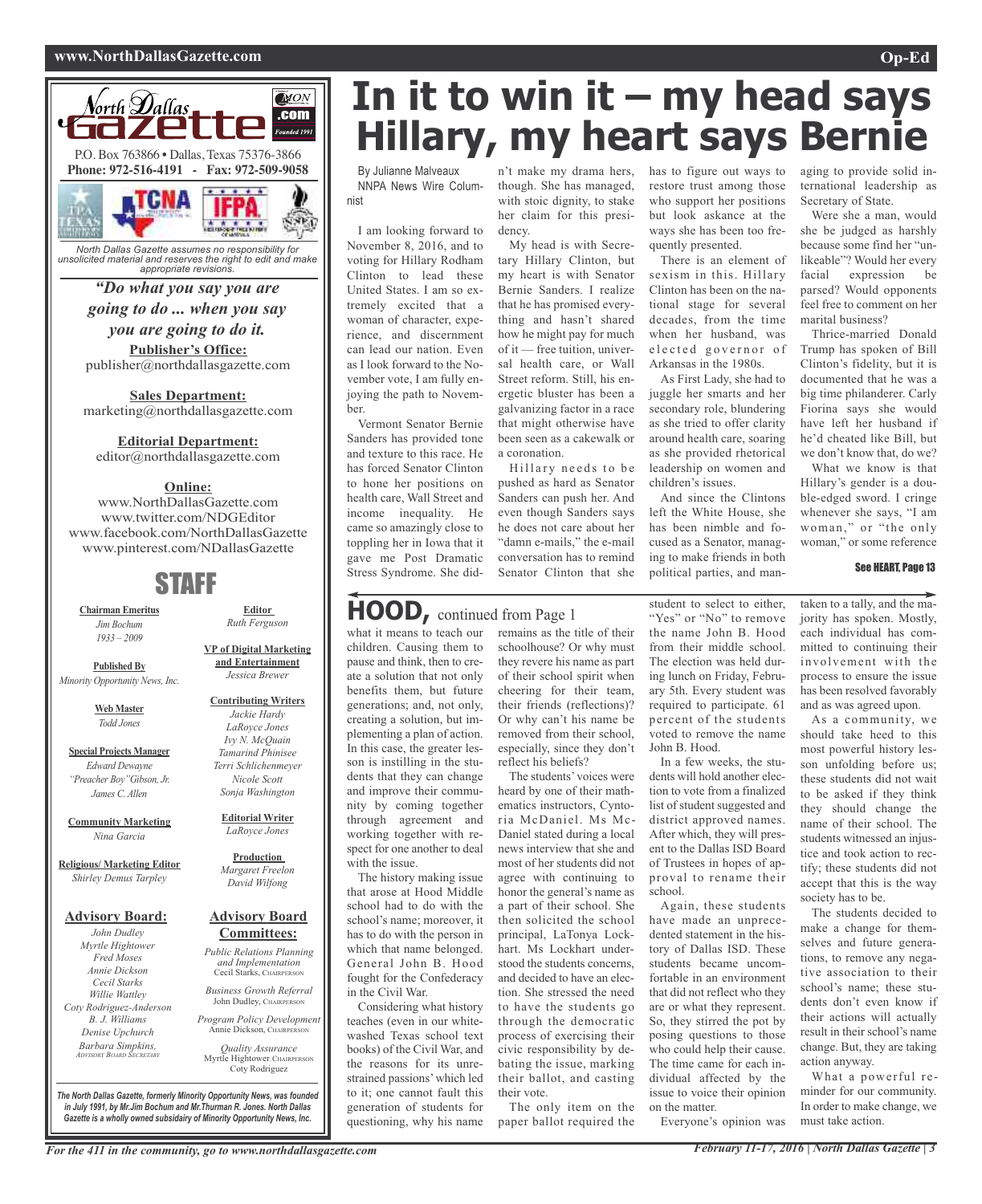North Dallas Gazette

P.O. Box 763866 • Dallas, Texas 75376-3866
**Phone: 972-516-4191 - Fax: 972-509-9058**

*North Dallas Gazette assumes no responsibility for unsolicited material and reserves the right to edit and make appropriate revisions.*

***"Do what you say you are going to do ... when you say you are going to do it.***

**Publisher's Office:**
publisher@northdallasgazette.com

**Sales Department:**
marketing@northdallasgazette.com

**Editorial Department:**
editor@northdallasgazette.com

**Online:**
www.NorthDallasGazette.com
www.twitter.com/NDGEditor
www.facebook.com/NorthDallasGazette
www.pinterest.com/NDallasGazette

## STAFF

**Chairman Emeritus**
*Jim Bochum*
*1933 – 2009*

**Published By**
*Minority Opportunity News, Inc.*

**Web Master**
*Todd Jones*

**Special Projects Manager**
*Edward Dewayne "Preacher Boy" Gibson, Jr.*
*James C. Allen*

**Community Marketing**
*Nina Garcia*

**Religious/ Marketing Editor**
*Shirley Demus Tarpley*

**Editor**
*Ruth Ferguson*

**VP of Digital Marketing and Entertainment**
*Jessica Brewer*

**Contributing Writers**
*Jackie Hardy*
*LaRoyce Jones*
*Ivy N. McQuain*
*Tamarind Phinisee*
*Terri Schlichenmeyer*
*Nicole Scott*
*Sonja Washington*

**Editorial Writer**
*LaRoyce Jones*

**Production**
*Margaret Freelon*
*David Wilfong*

**Advisory Board:**
*John Dudley*
*Myrtle Hightower*
*Fred Moses*
*Annie Dickson*
*Cecil Starks*
*Willie Wattley*
*Coty Rodriguez-Anderson*
*B. J. Williams*
*Denise Upchurch*
*Barbara Simpkins, Advisory Board Secretary*

**Advisory Board Committees:**
*Public Relations Planning and Implementation*
Cecil Starks, Chairperson
*Business Growth Referral*
John Dudley, Chairperson
*Program Policy Development*
Annie Dickson, Chairperson
*Quality Assurance*
Myrtle Hightower, Chairperson
Coty Rodriguez

*The North Dallas Gazette, formerly Minority Opportunity News, was founded in July 1991, by Mr.Jim Bochum and Mr.Thurman R. Jones. North Dallas Gazette is a wholly owned subsidairy of Minority Opportunity News, Inc.*

# In it to win it – my head says Hillary, my heart says Bernie

By Julianne Malveaux
NNPA News Wire Columnist

I am looking forward to November 8, 2016, and to voting for Hillary Rodham Clinton to lead these United States. I am so extremely excited that a woman of character, experience, and discernment can lead our nation. Even as I look forward to the November vote, I am fully enjoying the path to November.

Vermont Senator Bernie Sanders has provided tone and texture to this race. He has forced Senator Clinton to hone her positions on health care, Wall Street and income inequality. He came so amazingly close to toppling her in Iowa that it gave me Post Dramatic Stress Syndrome. She didn't make my drama hers, though. She has managed, with stoic dignity, to stake her claim for this presidency.

My head is with Secretary Hillary Clinton, but my heart is with Senator Bernie Sanders. I realize that he has promised everything and hasn't shared how he might pay for much of it — free tuition, universal health care, or Wall Street reform. Still, his energetic bluster has been a galvanizing factor in a race that might otherwise have been seen as a cakewalk or a coronation.

Hillary needs to be pushed as hard as Senator Sanders can push her. And even though Sanders says he does not care about her "damn e-mails," the e-mail conversation has to remind Senator Clinton that she has to figure out ways to restore trust among those who support her positions but look askance at the ways she has been too frequently presented.

There is an element of sexism in this. Hillary Clinton has been on the national stage for several decades, from the time when her husband, was elected governor of Arkansas in the 1980s.

As First Lady, she had to juggle her smarts and her secondary role, blundering as she tried to offer clarity around health care, soaring as she provided rhetorical leadership on women and children's issues.

And since the Clintons left the White House, she has been nimble and focused as a Senator, managing to make friends in both political parties, and managing to provide solid international leadership as Secretary of State.

Were she a man, would she be judged as harshly because some find her "unlikeable"? Would her every facial expression be parsed? Would opponents feel free to comment on her marital business?

Thrice-married Donald Trump has spoken of Bill Clinton's fidelity, but it is documented that he was a big time philanderer. Carly Fiorina says she would have left her husband if he'd cheated like Bill, but we don't know that, do we?

What we know is that Hillary's gender is a double-edged sword. I cringe whenever she says, "I am woman," or "the only woman," or some reference

**See HEART, Page 13**

## HOOD, continued from Page 1

what it means to teach our children. Causing them to pause and think, then to create a solution that not only benefits them, but future generations; and, not only, creating a solution, but implementing a plan of action. In this case, the greater lesson is instilling in the students that they can change and improve their community by coming together through agreement and working together with respect for one another to deal with the issue.

The history making issue that arose at Hood Middle school had to do with the school's name; moreover, it has to do with the person in which that name belonged. General John B. Hood fought for the Confederacy in the Civil War.

Considering what history teaches (even in our whitewashed Texas school text books) of the Civil War, and the reasons for its unrestrained passions' which led to it; one cannot fault this generation of students for questioning, why his name remains as the title of their schoolhouse? Or why must they revere his name as part of their school spirit when cheering for their team, their friends (reflections)? Or why can't his name be removed from their school, especially, since they don't reflect his beliefs?

The students' voices were heard by one of their mathematics instructors, Cyntoria McDaniel. Ms McDaniel stated during a local news interview that she and most of her students did not agree with continuing to honor the general's name as a part of their school. She then solicited the school principal, LaTonya Lockhart. Ms Lockhart understood the students concerns, and decided to have an election. She stressed the need to have the students go through the democratic process of exercising their civic responsibility by debating the issue, marking their ballot, and casting their vote.

The only item on the paper ballot required the student to select to either, "Yes" or "No" to remove the name John B. Hood from their middle school. The election was held during lunch on Friday, February 5th. Every student was required to participate. 61 percent of the students voted to remove the name John B. Hood.

In a few weeks, the students will hold another election to vote from a finalized list of student suggested and district approved names. After which, they will present to the Dallas ISD Board of Trustees in hopes of approval to rename their school.

Again, these students have made an unprecedented statement in the history of Dallas ISD. These students became uncomfortable in an environment that did not reflect who they are or what they represent. So, they stirred the pot by posing questions to those who could help their cause. The time came for each individual affected by the issue to voice their opinion on the matter.

Everyone's opinion was taken to a tally, and the majority has spoken. Mostly, each individual has committed to continuing their involvement with the process to ensure the issue has been resolved favorably and as was agreed upon.

As a community, we should take heed to this most powerful history lesson unfolding before us; these students did not wait to be asked if they think they should change the name of their school. The students witnessed an injustice and took action to rectify; these students did not accept that this is the way society has to be.

The students decided to make a change for themselves and future generations, to remove any negative association to their school's name; these students don't even know if their actions will actually result in their school's name change. But, they are taking action anyway.

What a powerful reminder for our community. In order to make change, we must take action.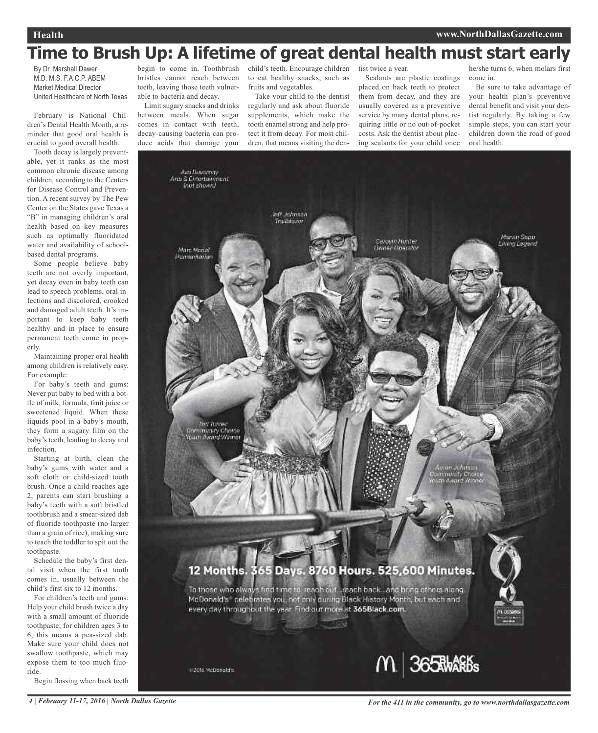# Time to Brush Up: A lifetime of great dental health must start early

By Dr. Marshall Dawer
M.D. M.S. F.A.C.P. ABEM
Market Medical Director
United Healthcare of North Texas

February is National Children's Dental Health Month, a reminder that good oral health is crucial to good overall health.

Tooth decay is largely preventable, yet it ranks as the most common chronic disease among children, according to the Centers for Disease Control and Prevention. A recent survey by The Pew Center on the States gave Texas a "B" in managing children's oral health based on key measures such as optimally fluoridated water and availability of school-based dental programs.

Some people believe baby teeth are not overly important, yet decay even in baby teeth can lead to speech problems, oral infections and discolored, crooked and damaged adult teeth. It's important to keep baby teeth healthy and in place to ensure permanent teeth come in properly.

Maintaining proper oral health among children is relatively easy. For example:

For baby's teeth and gums: Never put baby to bed with a bottle of milk, formula, fruit juice or sweetened liquid. When these liquids pool in a baby's mouth, they form a sugary film on the baby's teeth, leading to decay and infection.

Starting at birth, clean the baby's gums with water and a soft cloth or child-sized tooth brush. Once a child reaches age 2, parents can start brushing a baby's teeth with a soft bristled toothbrush and a smear-sized dab of fluoride toothpaste (no larger than a grain of rice), making sure to teach the toddler to spit out the toothpaste.

Schedule the baby's first dental visit when the first tooth comes in, usually between the child's first six to 12 months.

For children's teeth and gums: Help your child brush twice a day with a small amount of fluoride toothpaste; for children ages 3 to 6, this means a pea-sized dab. Make sure your child does not swallow toothpaste, which may expose them to too much fluoride.

Begin flossing when back teeth begin to come in. Toothbrush bristles cannot reach between teeth, leaving those teeth vulnerable to bacteria and decay.

Limit sugary snacks and drinks between meals. When sugar comes in contact with teeth, decay-causing bacteria can produce acids that damage your child's teeth. Encourage children to eat healthy snacks, such as fruits and vegetables.

Take your child to the dentist regularly and ask about fluoride supplements, which make the tooth enamel strong and help protect it from decay. For most children, that means visiting the dentist twice a year.

Sealants are plastic coatings placed on back teeth to protect them from decay, and they are usually covered as a preventive service by many dental plans, requiring little or no out-of-pocket costs. Ask the dentist about placing sealants for your child once he/she turns 6, when molars first come in.

Be sure to take advantage of your health plan's preventive dental benefit and visit your dentist regularly. By taking a few simple steps, you can start your children down the road of good oral health.

Ava Duvernay
Arts & Entertainment
(not shown)

Jeff Johnson
Trailblazer

Marc Morial
Humanitarian

Carolyn Hunter
Owner Operator

Marvin Sapp
Living Legend

Jori Turner
Community Choice
Youth Award Winner

Aaron Johnson
Community Choice
Youth Award Winner

**12 Months. 365 Days. 8760 Hours. 525,600 Minutes.**

To those who always find time to reach out...reach back...and bring others along. McDonald's® celebrates you, not only during Black History Month, but each and every day throughout the year. Find out more at **365Black.com.**

©2016 McDonald's

365 BLACK AWARDS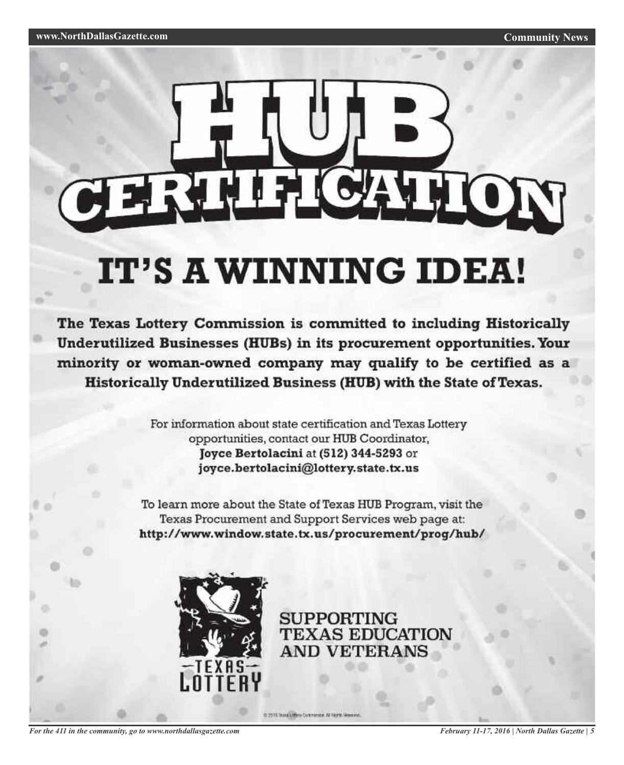# HUB CERTIFICATION

## IT'S A WINNING IDEA!

**The Texas Lottery Commission is committed to including Historically Underutilized Businesses (HUBs) in its procurement opportunities. Your minority or woman-owned company may qualify to be certified as a Historically Underutilized Business (HUB) with the State of Texas.**

For information about state certification and Texas Lottery opportunities, contact our HUB Coordinator, **Joyce Bertolacini** at **(512) 344-5293** or **joyce.bertolacini@lottery.state.tx.us**

To learn more about the State of Texas HUB Program, visit the Texas Procurement and Support Services web page at: **http://www.window.state.tx.us/procurement/prog/hub/**

TEXAS LOTTERY

SUPPORTING TEXAS EDUCATION AND VETERANS

© 2016 Texas Lottery Commission. All Rights Reserved.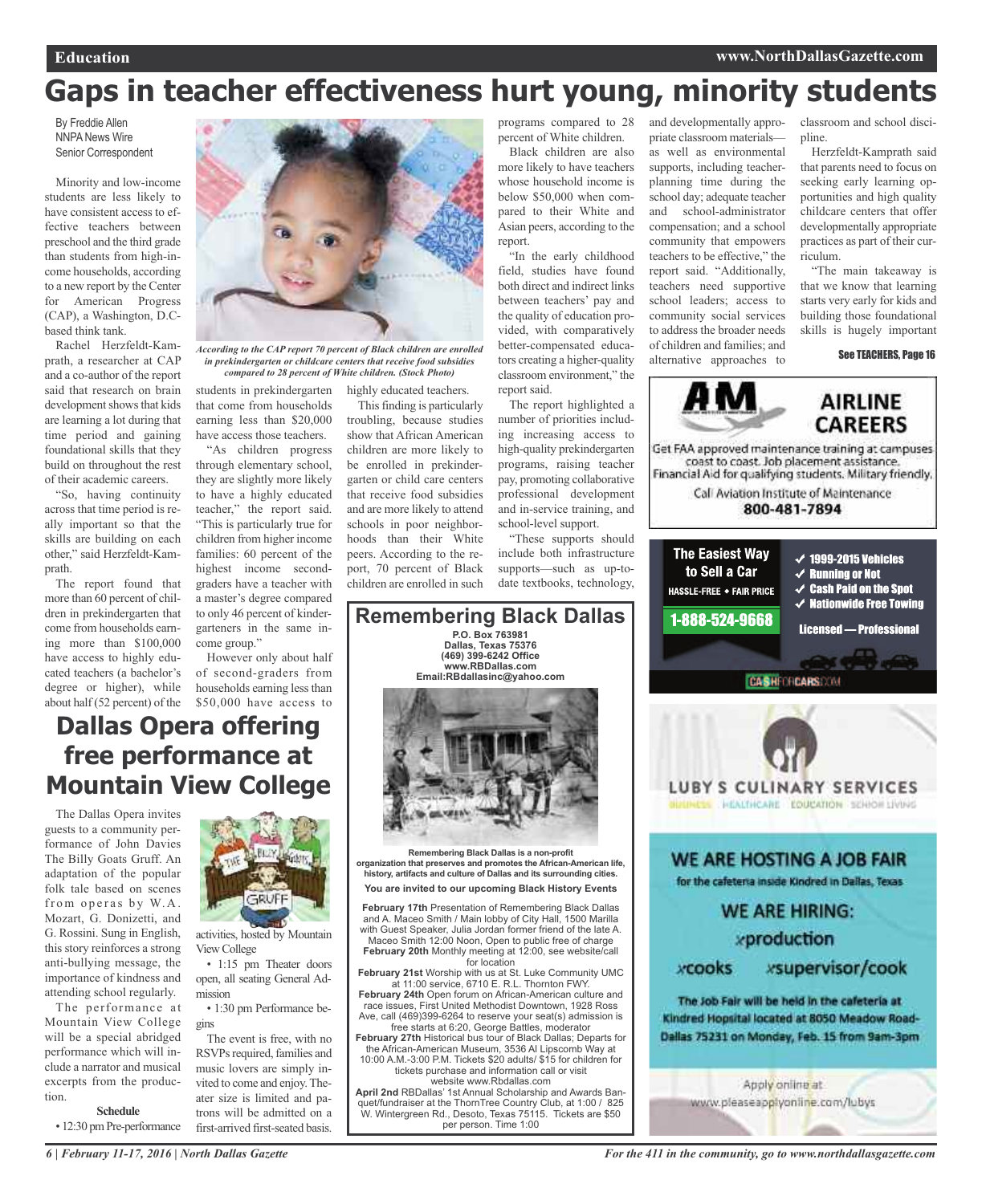# Gaps in teacher effectiveness hurt young, minority students

By Freddie Allen
NNPA News Wire
Senior Correspondent

Minority and low-income students are less likely to have consistent access to effective teachers between preschool and the third grade than students from high-income households, according to a new report by the Center for American Progress (CAP), a Washington, D.C.-based think tank.

Rachel Herzfeldt-Kamprath, a researcher at CAP and a co-author of the report said that research on brain development shows that kids are learning a lot during that time period and gaining foundational skills that they build on throughout the rest of their academic careers.

"So, having continuity across that time period is really important so that the skills are building on each other," said Herzfeldt-Kamprath.

The report found that more than 60 percent of children in prekindergarten that come from households earning more than $100,000 have access to highly educated teachers (a bachelor's degree or higher), while about half (52 percent) of the students in prekindergarten that come from households earning less than $20,000 have access those teachers.

*According to the CAP report 70 percent of Black children are enrolled in prekindergarten or childcare centers that receive food subsidies compared to 28 percent of White children. (Stock Photo)*

"As children progress through elementary school, they are slightly more likely to have a highly educated teacher," the report said. "This is particularly true for children from higher income families: 60 percent of the highest income second-graders have a teacher with a master's degree compared to only 46 percent of kindergarteners in the same income group."

However only about half of second-graders from households earning less than $50,000 have access to highly educated teachers.

This finding is particularly troubling, because studies show that African American children are more likely to be enrolled in prekindergarten or child care centers that receive food subsidies and are more likely to attend schools in poor neighborhoods than their White peers. According to the report, 70 percent of Black children are enrolled in such programs compared to 28 percent of White children.

Black children are also more likely to have teachers whose household income is below $50,000 when compared to their White and Asian peers, according to the report.

"In the early childhood field, studies have found both direct and indirect links between teachers' pay and the quality of education provided, with comparatively better-compensated educators creating a higher-quality classroom environment," the report said.

The report highlighted a number of priorities including increasing access to high-quality prekindergarten programs, raising teacher pay, promoting collaborative professional development and in-service training, and school-level support.

"These supports should include both infrastructure supports—such as up-to-date textbooks, technology, and developmentally appropriate classroom materials—as well as environmental supports, including teacher-planning time during the school day; adequate teacher and school-administrator compensation; and a school community that empowers teachers to be effective," the report said. "Additionally, teachers need supportive school leaders; access to community social services to address the broader needs of children and families; and alternative approaches to classroom and school discipline.

Herzfeldt-Kamprath said that parents need to focus on seeking early learning opportunities and high quality childcare centers that offer developmentally appropriate practices as part of their curriculum.

"The main takeaway is that we know that learning starts very early for kids and building those foundational skills is hugely important

**See TEACHERS, Page 16**

# Dallas Opera offering free performance at Mountain View College

The Dallas Opera invites guests to a community performance of John Davies The Billy Goats Gruff. An adaptation of the popular folk tale based on scenes from operas by W.A. Mozart, G. Donizetti, and G. Rossini. Sung in English, this story reinforces a strong anti-bullying message, the importance of kindness and attending school regularly.

The performance at Mountain View College will be a special abridged performance which will include a narrator and musical excerpts from the production.

**Schedule**

- 12:30 pm Pre-performance activities, hosted by Mountain View College
- 1:15 pm Theater doors open, all seating General Admission
- 1:30 pm Performance begins

The event is free, with no RSVPs required, families and music lovers are simply invited to come and enjoy. Theater size is limited and patrons will be admitted on a first-arrived first-seated basis.

## Remembering Black Dallas

**P.O. Box 763981**
**Dallas, Texas 75376**
**(469) 399-6242 Office**
**www.RBDallas.com**
**Email:RBdallasinc@yahoo.com**

**Remembering Black Dallas is a non-profit organization that preserves and promotes the African-American life, history, artifacts and culture of Dallas and its surrounding cities.**

**You are invited to our upcoming Black History Events**

**February 17th** Presentation of Remembering Black Dallas and A. Maceo Smith / Main lobby of City Hall, 1500 Marilla with Guest Speaker, Julia Jordan former friend of the late A. Maceo Smith 12:00 Noon, Open to public free of charge

**February 20th** Monthly meeting at 12:00, see website/call for location

**February 21st** Worship with us at St. Luke Community UMC at 11:00 service, 6710 E. R.L. Thornton FWY.

**February 24th** Open forum on African-American culture and race issues, First United Methodist Downtown, 1928 Ross Ave, call (469)399-6264 to reserve your seat(s) admission is free starts at 6:20, George Battles, moderator

**February 27th** Historical bus tour of Black Dallas; Departs for the African-American Museum, 3536 Al Lipscomb Way at 10:00 A.M.-3:00 P.M. Tickets $20 adults/ $15 for children for tickets purchase and information call or visit website www.Rbdallas.com

**April 2nd** RBDallas' 1st Annual Scholarship and Awards Banquet/fundraiser at the ThornTree Country Club, at 1:00 / 825 W. Wintergreen Rd., Desoto, Texas 75115. Tickets are $50 per person. Time 1:00

## AIRLINE CAREERS

Get FAA approved maintenance training at campuses coast to coast. Job placement assistance. Financial Aid for qualifying students. Military friendly.

Call Aviation Institute of Maintenance
**800-481-7894**

**The Easiest Way to Sell a Car**
HASSLE-FREE • FAIR PRICE
**1-888-524-9668**

- ✓ 1999-2015 Vehicles
- ✓ Running or Not
- ✓ Cash Paid on the Spot
- ✓ Nationwide Free Towing

Licensed — Professional

CASHFORCARS.COM

**LUBY S CULINARY SERVICES**
BUSINESS HEALTHCARE EDUCATION SENIOR LIVING

## WE ARE HOSTING A JOB FAIR

for the cafeteria inside Kindred in Dallas, Texas

WE ARE HIRING:
- production
- cooks
- supervisor/cook

The Job Fair will be held in the cafeteria at Kindred Hopsital located at 8050 Meadow Road-Dallas 75231 on Monday, Feb. 15 from 9am-3pm

Apply online at:
www.pleaseapplyonline.com/lubys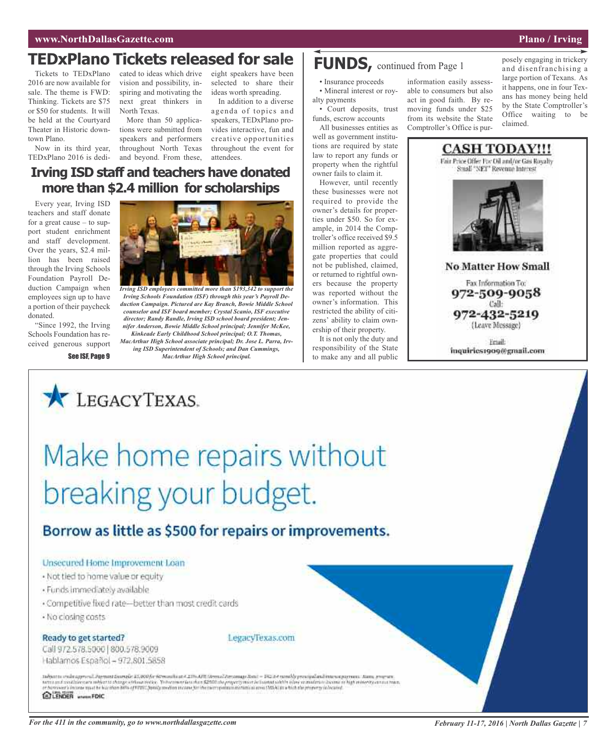# TEDxPlano Tickets released for sale

Tickets to TEDxPlano 2016 are now available for sale. The theme is FWD: Thinking. Tickets are $75 or $50 for students. It will be held at the Courtyard Theater in Historic downtown Plano.

Now in its third year, TEDxPlano 2016 is dedicated to ideas which drive vision and possibility, inspiring and motivating the next great thinkers in North Texas.

More than 50 applications were submitted from speakers and performers throughout North Texas and beyond. From these, eight speakers have been selected to share their ideas worth spreading.

In addition to a diverse agenda of topics and speakers, TEDxPlano provides interactive, fun and creative opportunities throughout the event for attendees.

# Irving ISD staff and teachers have donated more than $2.4 million for scholarships

Every year, Irving ISD teachers and staff donate for a great cause – to support student enrichment and staff development. Over the years, $2.4 million has been raised through the Irving Schools Foundation Payroll Deduction Campaign when employees sign up to have a portion of their paycheck donated.

"Since 1992, the Irving Schools Foundation has received generous support

See ISF, Page 9

*Irving ISD employees committed more than $193,342 to support the Irving Schools Foundation (ISF) through this year's Payroll Deduction Campaign. Pictured are Kay Branch, Bowie Middle School counselor and ISF board member; Crystal Scanio, ISF executive director; Randy Randle, Irving ISD school board president; Jennifer Anderson, Bowie Middle School principal; Jennifer McKee, Kinkeade Early Childhood School principal; O.T. Thomas, MacArthur High School associate principal; Dr. Jose L. Parra, Irving ISD Superintendent of Schools; and Dan Cummings, MacArthur High School principal.*

# FUNDS, continued from Page 1

- Insurance proceeds
- Mineral interest or royalty payments
- Court deposits, trust funds, escrow accounts

All businesses entities as well as government institutions are required by state law to report any funds or property when the rightful owner fails to claim it.

However, until recently these businesses were not required to provide the owner's details for properties under $50. So for example, in 2014 the Comptroller's office received $9.5 million reported as aggregate properties that could not be published, claimed, or returned to rightful owners because the property was reported without the owner's information. This restricted the ability of citizens' ability to claim ownership of their property.

It is not only the duty and responsibility of the State to make any and all public information easily assessable to consumers but also act in good faith. By removing funds under $25 from its website the State Comptroller's Office is purposely engaging in trickery and disenfranchising a large portion of Texans. As it happens, one in four Texans has money being held by the State Comptroller's Office waiting to be claimed.

**CASH TODAY!!!**

Fair Price Offer For Oil and/or Gas Royalty Small "NET" Revenue Interest

**No Matter How Small**

Fax Information To: **972-509-9058**

Call: **972-432-5219** (Leave Message)

Email: inquiries1909@gmail.com

**LEGACYTEXAS.**

# Make home repairs without breaking your budget.

## Borrow as little as $500 for repairs or improvements.

Unsecured Home Improvement Loan

- Not tied to home value or equity
- Funds immediately available
- Competitive fixed rate—better than most credit cards
- No closing costs

**Ready to get started?**

Call 972.578.5000 | 800.578.9009

Hablamos Español – 972.801.5858

LegacyTexas.com

Equal Housing LENDER Member FDIC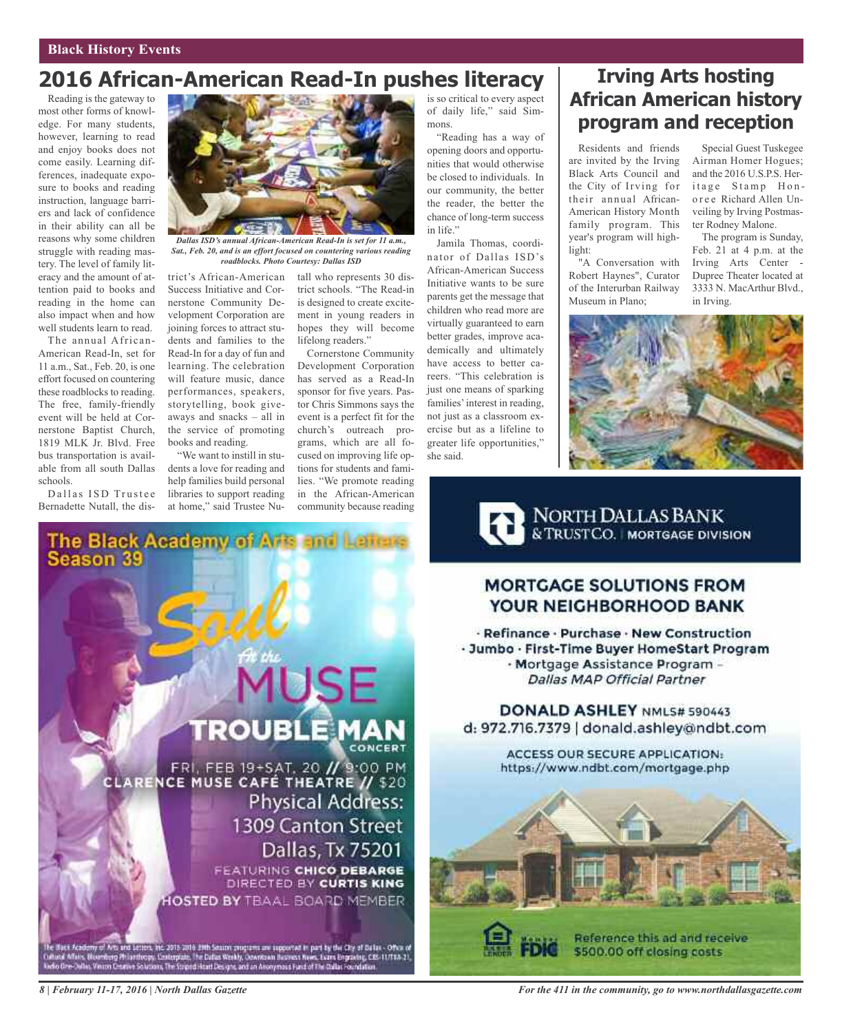## Black History Events

# 2016 African-American Read-In pushes literacy

Reading is the gateway to most other forms of knowledge. For many students, however, learning to read and enjoy books does not come easily. Learning differences, inadequate exposure to books and reading instruction, language barriers and lack of confidence in their ability can all be reasons why some children struggle with reading mastery. The level of family literacy and the amount of attention paid to books and reading in the home can also impact when and how well students learn to read.

*Dallas ISD's annual African-American Read-In is set for 11 a.m., Sat., Feb. 20, and is an effort focused on countering various reading roadblocks. Photo Courtesy: Dallas ISD*

The annual African-American Read-In, set for 11 a.m., Sat., Feb. 20, is one effort focused on countering these roadblocks to reading. The free, family-friendly event will be held at Cornerstone Baptist Church, 1819 MLK Jr. Blvd. Free bus transportation is available from all south Dallas schools.

Dallas ISD Trustee Bernadette Nutall, the district's African-American Success Initiative and Cornerstone Community Development Corporation are joining forces to attract students and families to the Read-In for a day of fun and learning. The celebration will feature music, dance performances, speakers, storytelling, book giveaways and snacks – all in the service of promoting books and reading.

"We want to instill in students a love for reading and help families build personal libraries to support reading at home," said Trustee Nutall who represents 30 district schools. "The Read-in is designed to create excitement in young readers in hopes they will become lifelong readers."

Cornerstone Community Development Corporation has served as a Read-In sponsor for five years. Pastor Chris Simmons says the event is a perfect fit for the church's outreach programs, which are all focused on improving life options for students and families. "We promote reading in the African-American community because reading is so critical to every aspect of daily life," said Simmons.

"Reading has a way of opening doors and opportunities that would otherwise be closed to individuals. In our community, the better the reader, the better the chance of long-term success in life."

Jamila Thomas, coordinator of Dallas ISD's African-American Success Initiative wants to be sure parents get the message that children who read more are virtually guaranteed to earn better grades, improve academically and ultimately have access to better careers. "This celebration is just one means of sparking families' interest in reading, not just as a classroom exercise but as a lifeline to greater life opportunities," she said.

# Irving Arts hosting African American history program and reception

Residents and friends are invited by the Irving Black Arts Council and the City of Irving for their annual African-American History Month family program. This year's program will highlight:

"A Conversation with Robert Haynes", Curator of the Interurban Railway Museum in Plano;

Special Guest Tuskegee Airman Homer Hogues; and the 2016 U.S.P.S. Heritage Stamp Honoree Richard Allen Unveiling by Irving Postmaster Rodney Malone.

The program is Sunday, Feb. 21 at 4 p.m. at the Irving Arts Center - Dupree Theater located at 3333 N. MacArthur Blvd., in Irving.

**The Black Academy of Arts and Letters Season 39**

**Soul At the MUSE**

**TROUBLE MAN CONCERT**

FRI, FEB 19+SAT, 20 // 9:00 PM
CLARENCE MUSE CAFÉ THEATRE // $20
Physical Address:
1309 Canton Street
Dallas, Tx 75201
FEATURING CHICO DEBARGE
DIRECTED BY CURTIS KING
HOSTED BY TBAAL BOARD MEMBER

The Black Academy of Arts and Letters, Inc. 2015-2016 39th Season programs are supported in part by the City of Dallas - Office of Cultural Affairs, Bloomberg Philanthropy, Centerplate, The Dallas Weekly, Downtown Business News, Evans Engraving, CBS-11/TXA-21, Radio One-Dallas, Vinson Creative Solutions, The Striped Heart Designs, and an Anonymous Fund of The Dallas Foundation.

**NORTH DALLAS BANK & TRUST CO. | MORTGAGE DIVISION**

**MORTGAGE SOLUTIONS FROM YOUR NEIGHBORHOOD BANK**

· Refinance · Purchase · New Construction
· Jumbo · First-Time Buyer HomeStart Program
· Mortgage Assistance Program – *Dallas MAP Official Partner*

**DONALD ASHLEY** NMLS# 590443
d: 972.716.7379 | donald.ashley@ndbt.com

ACCESS OUR SECURE APPLICATION:
https://www.ndbt.com/mortgage.php

Member FDIC

Reference this ad and receive $500.00 off closing costs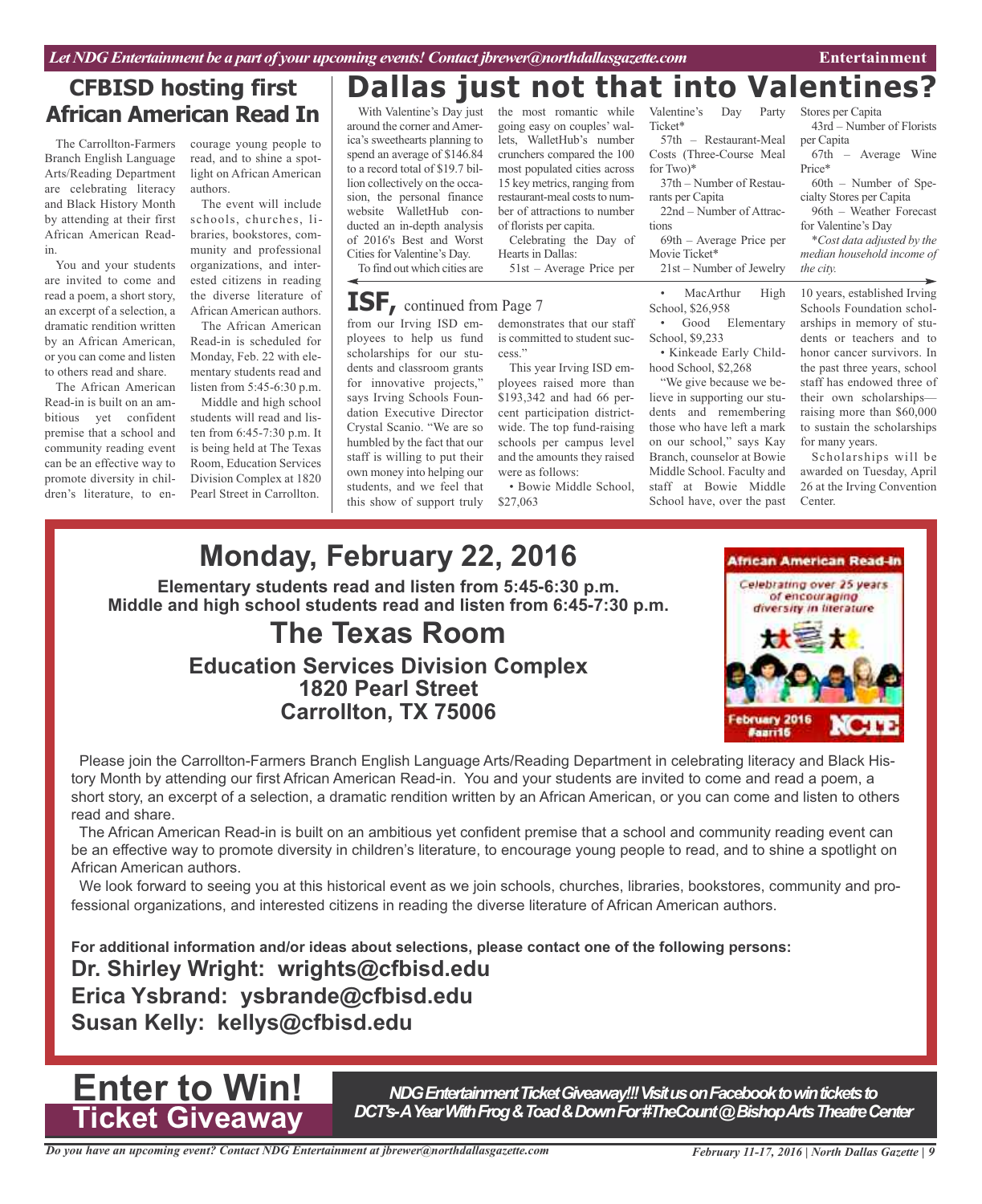## CFBISD hosting first African American Read In

The Carrollton-Farmers Branch English Language Arts/Reading Department are celebrating literacy and Black History Month by attending at their first African American Read-in.

You and your students are invited to come and read a poem, a short story, an excerpt of a selection, a dramatic rendition written by an African American, or you can come and listen to others read and share.

The African American Read-in is built on an ambitious yet confident premise that a school and community reading event can be an effective way to promote diversity in children's literature, to encourage young people to read, and to shine a spotlight on African American authors.

The event will include schools, churches, libraries, bookstores, community and professional organizations, and interested citizens in reading the diverse literature of African American authors.

The African American Read-in is scheduled for Monday, Feb. 22 with elementary students read and listen from 5:45-6:30 p.m.

Middle and high school students will read and listen from 6:45-7:30 p.m. It is being held at The Texas Room, Education Services Division Complex at 1820 Pearl Street in Carrollton.

# Dallas just not that into Valentines?

With Valentine's Day just around the corner and America's sweethearts planning to spend an average of $146.84 to a record total of $19.7 billion collectively on the occasion, the personal finance website WalletHub conducted an in-depth analysis of 2016's Best and Worst Cities for Valentine's Day.

To find out which cities are the most romantic while going easy on couples' wallets, WalletHub's number crunchers compared the 100 most populated cities across 15 key metrics, ranging from restaurant-meal costs to number of attractions to number of florists per capita.

Celebrating the Day of Hearts in Dallas:

51st – Average Price per Valentine's Day Party Ticket*

57th – Restaurant-Meal Costs (Three-Course Meal for Two)*

37th – Number of Restaurants per Capita

22nd – Number of Attractions

69th – Average Price per Movie Ticket*

21st – Number of Jewelry Stores per Capita

43rd – Number of Florists per Capita

67th – Average Wine Price*

60th – Number of Specialty Stores per Capita

96th – Weather Forecast for Valentine's Day

*\*Cost data adjusted by the median household income of the city.*

## ISF, continued from Page 7

from our Irving ISD employees to help us fund scholarships for our students and classroom grants for innovative projects," says Irving Schools Foundation Executive Director Crystal Scanio. "We are so humbled by the fact that our staff is willing to put their own money into helping our students, and we feel that this show of support truly demonstrates that our staff is committed to student success."

This year Irving ISD employees raised more than $193,342 and had 66 percent participation districtwide. The top fund-raising schools per campus level and the amounts they raised were as follows:

- Bowie Middle School, $27,063
- MacArthur High School, $26,958
- Good Elementary School, $9,233
- Kinkeade Early Childhood School, $2,268

"We give because we believe in supporting our students and remembering those who have left a mark on our school," says Kay Branch, counselor at Bowie Middle School. Faculty and staff at Bowie Middle School have, over the past 10 years, established Irving Schools Foundation scholarships in memory of students or teachers and to honor cancer survivors. In the past three years, school staff has endowed three of their own scholarships—raising more than $60,000 to sustain the scholarships for many years.

Scholarships will be awarded on Tuesday, April 26 at the Irving Convention Center.

## Monday, February 22, 2016

**Elementary students read and listen from 5:45-6:30 p.m.**
**Middle and high school students read and listen from 6:45-7:30 p.m.**

## The Texas Room

**Education Services Division Complex**
**1820 Pearl Street**
**Carrollton, TX 75006**

African American Read-In
Celebrating over 25 years of encouraging diversity in literature
February 2016 #aari16 NCTE

Please join the Carrollton-Farmers Branch English Language Arts/Reading Department in celebrating literacy and Black History Month by attending our first African American Read-in. You and your students are invited to come and read a poem, a short story, an excerpt of a selection, a dramatic rendition written by an African American, or you can come and listen to others read and share.

The African American Read-in is built on an ambitious yet confident premise that a school and community reading event can be an effective way to promote diversity in children's literature, to encourage young people to read, and to shine a spotlight on African American authors.

We look forward to seeing you at this historical event as we join schools, churches, libraries, bookstores, community and professional organizations, and interested citizens in reading the diverse literature of African American authors.

**For additional information and/or ideas about selections, please contact one of the following persons:**

**Dr. Shirley Wright: wrights@cfbisd.edu**
**Erica Ysbrand: ysbrande@cfbisd.edu**
**Susan Kelly: kellys@cfbisd.edu**

## Enter to Win! Ticket Giveaway

***NDG Entertainment Ticket Giveaway!!! Visit us on Facebook to win tickets to DCT's-A Year With Frog & Toad & Down For #TheCount @ Bishop Arts Theatre Center***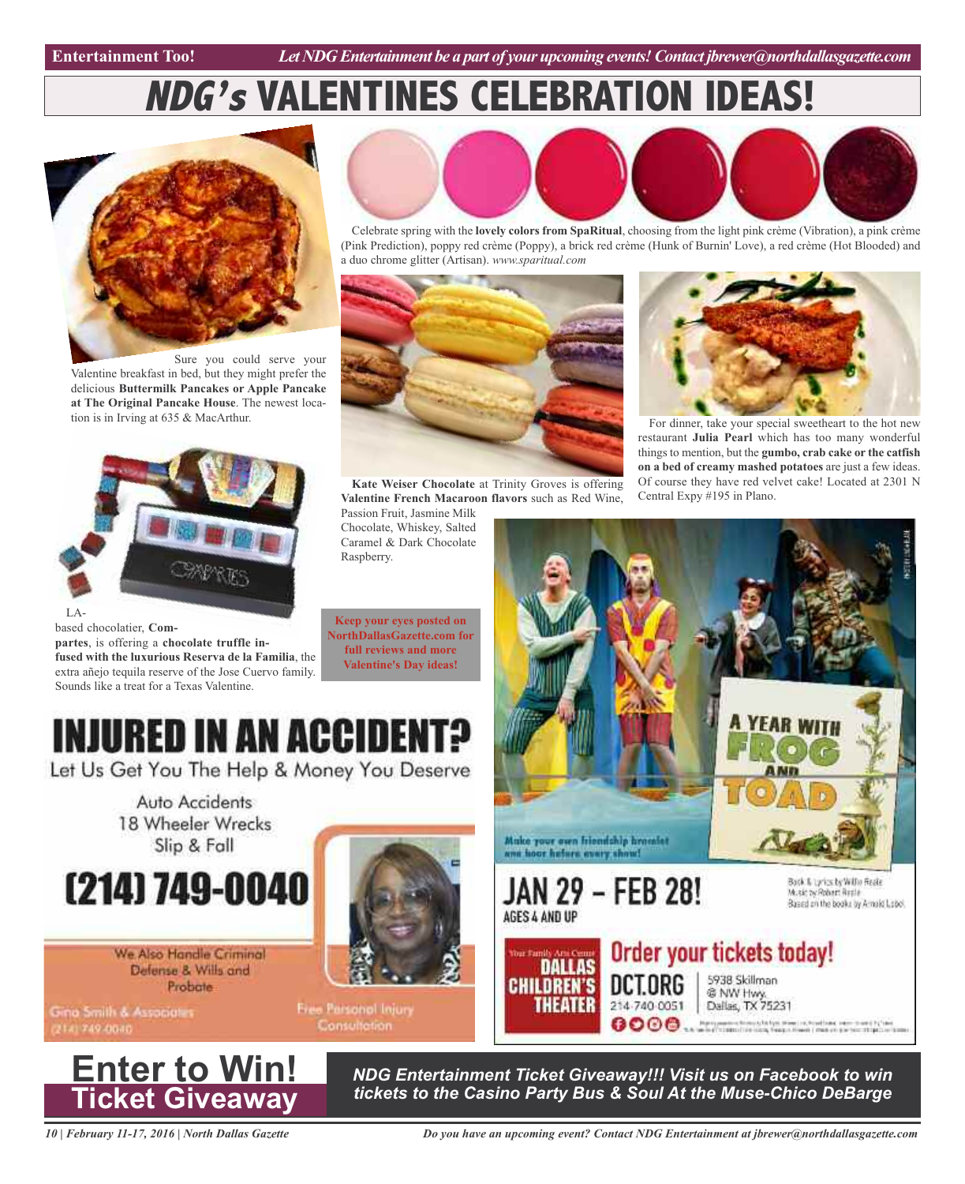# NDG's VALENTINES CELEBRATION IDEAS!

Sure you could serve your Valentine breakfast in bed, but they might prefer the delicious **Buttermilk Pancakes or Apple Pancake at The Original Pancake House**. The newest location is in Irving at 635 & MacArthur.

Celebrate spring with the **lovely colors from SpaRitual**, choosing from the light pink crème (Vibration), a pink crème (Pink Prediction), poppy red crème (Poppy), a brick red crème (Hunk of Burnin' Love), a red crème (Hot Blooded) and a duo chrome glitter (Artisan). *www.sparitual.com*

**Kate Weiser Chocolate** at Trinity Groves is offering **Valentine French Macaroon flavors** such as Red Wine, Passion Fruit, Jasmine Milk Chocolate, Whiskey, Salted Caramel & Dark Chocolate Raspberry.

For dinner, take your special sweetheart to the hot new restaurant **Julia Pearl** which has too many wonderful things to mention, but the **gumbo, crab cake or the catfish on a bed of creamy mashed potatoes** are just a few ideas. Of course they have red velvet cake! Located at 2301 N Central Expy #195 in Plano.

LA-based chocolatier, **Compartes**, is offering a **chocolate truffle infused with the luxurious Reserva de la Familia**, the extra añejo tequila reserve of the Jose Cuervo family. Sounds like a treat for a Texas Valentine.

**Keep your eyes posted on NorthDallasGazette.com for full reviews and more Valentine's Day ideas!**

# INJURED IN AN ACCIDENT?

Let Us Get You The Help & Money You Deserve

Auto Accidents
18 Wheeler Wrecks
Slip & Fall

**(214) 749-0040**

We Also Handle Criminal Defense & Wills and Probate

Gina Smith & Associates
(214) 749-0040

Free Personal Injury Consultation

**A YEAR WITH FROG AND TOAD**

Make your own friendship bracelet one hour before every show!

**JAN 29 – FEB 28!**
AGES 4 AND UP

Book & Lyrics by Willie Reale
Music by Robert Reale
Based on the books by Arnold Lobel

Your Family Arts Center
DALLAS CHILDREN'S THEATER

**Order your tickets today!**

DCT.ORG
214-740-0051

5938 Skillman
@ NW Hwy.
Dallas, TX 75231

# Enter to Win! Ticket Giveaway

***NDG Entertainment Ticket Giveaway!!! Visit us on Facebook to win tickets to the Casino Party Bus & Soul At the Muse-Chico DeBarge***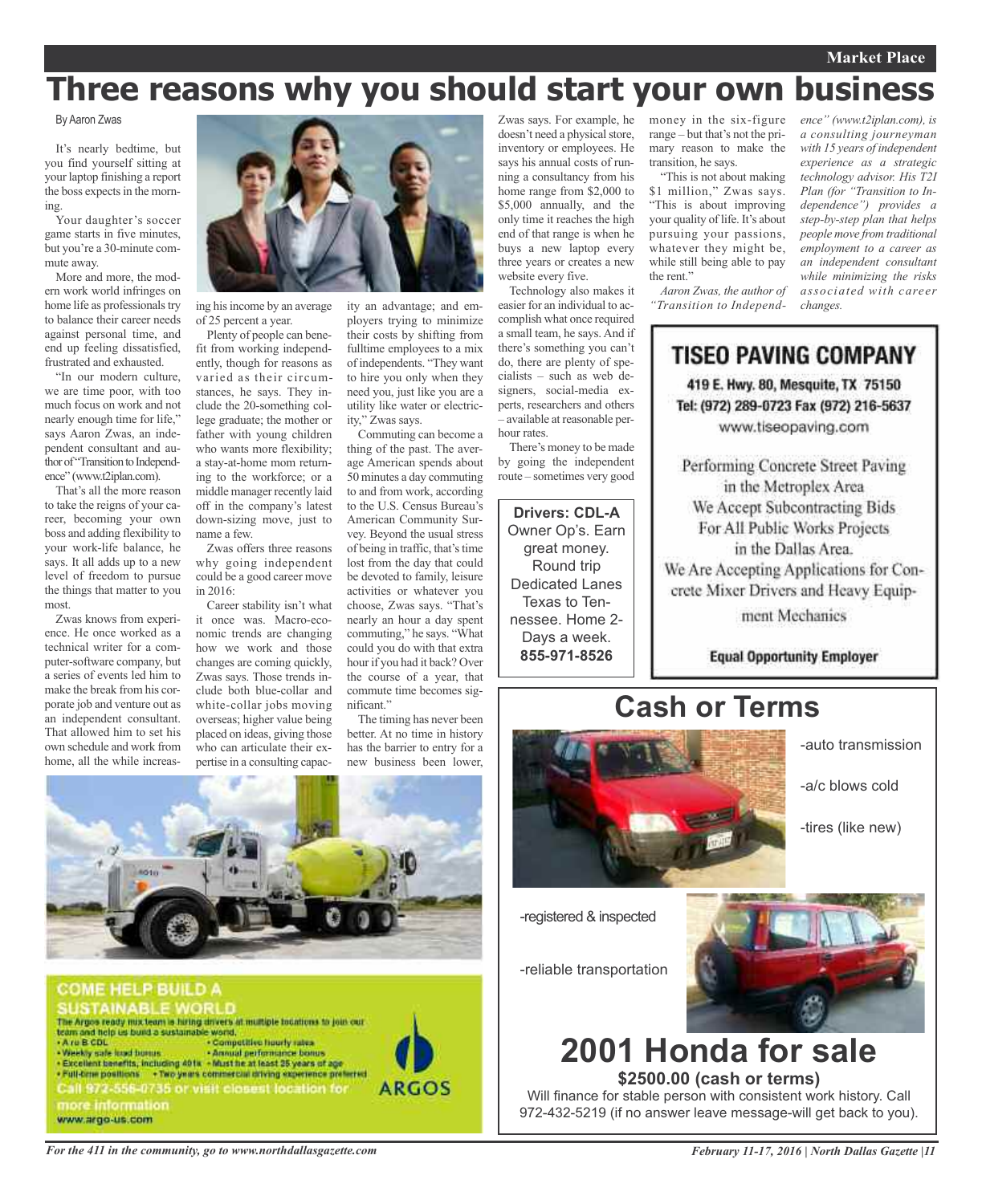# Three reasons why you should start your own business

By Aaron Zwas

It's nearly bedtime, but you find yourself sitting at your laptop finishing a report the boss expects in the morning.

Your daughter's soccer game starts in five minutes, but you're a 30-minute commute away.

More and more, the modern work world infringes on home life as professionals try to balance their career needs against personal time, and end up feeling dissatisfied, frustrated and exhausted.

"In our modern culture, we are time poor, with too much focus on work and not nearly enough time for life," says Aaron Zwas, an independent consultant and author of "Transition to Independence" (www.t2iplan.com).

That's all the more reason to take the reigns of your career, becoming your own boss and adding flexibility to your work-life balance, he says. It all adds up to a new level of freedom to pursue the things that matter to you most.

Zwas knows from experience. He once worked as a technical writer for a computer-software company, but a series of events led him to make the break from his corporate job and venture out as an independent consultant. That allowed him to set his own schedule and work from home, all the while increasing his income by an average of 25 percent a year.

Plenty of people can benefit from working independently, though for reasons as varied as their circumstances, he says. They include the 20-something college graduate; the mother or father with young children who wants more flexibility; a stay-at-home mom returning to the workforce; or a middle manager recently laid off in the company's latest down-sizing move, just to name a few.

Zwas offers three reasons why going independent could be a good career move in 2016:

Career stability isn't what it once was. Macro-economic trends are changing how we work and those changes are coming quickly, Zwas says. Those trends include both blue-collar and white-collar jobs moving overseas; higher value being placed on ideas, giving those who can articulate their expertise in a consulting capacity an advantage; and employers trying to minimize their costs by shifting from fulltime employees to a mix of independents. "They want to hire you only when they need you, just like you are a utility like water or electricity," Zwas says.

Commuting can become a thing of the past. The average American spends about 50 minutes a day commuting to and from work, according to the U.S. Census Bureau's American Community Survey. Beyond the usual stress of being in traffic, that's time lost from the day that could be devoted to family, leisure activities or whatever you choose, Zwas says. "That's nearly an hour a day spent commuting," he says. "What could you do with that extra hour if you had it back? Over the course of a year, that commute time becomes significant."

The timing has never been better. At no time in history has the barrier to entry for a new business been lower, Zwas says. For example, he doesn't need a physical store, inventory or employees. He says his annual costs of running a consultancy from his home range from $2,000 to $5,000 annually, and the only time it reaches the high end of that range is when he buys a new laptop every three years or creates a new website every five.

Technology also makes it easier for an individual to accomplish what once required a small team, he says. And if there's something you can't do, there are plenty of specialists – such as web designers, social-media experts, researchers and others – available at reasonable per-hour rates.

There's money to be made by going the independent route – sometimes very good money in the six-figure range – but that's not the primary reason to make the transition, he says.

"This is not about making $1 million," Zwas says. "This is about improving your quality of life. It's about pursuing your passions, whatever they might be, while still being able to pay the rent."

*Aaron Zwas, the author of "Transition to Independence" (www.t2iplan.com), is a consulting journeyman with 15 years of independent experience as a strategic technology advisor. His T2I Plan (for "Transition to Independence") provides a step-by-step plan that helps people move from traditional employment to a career as an independent consultant while minimizing the risks associated with career changes.*

---

**Drivers: CDL-A**
Owner Op's. Earn great money. Round trip Dedicated Lanes Texas to Tennessee. Home 2-Days a week.
**855-971-8526**

---

## TISEO PAVING COMPANY

**419 E. Hwy. 80, Mesquite, TX 75150**
**Tel: (972) 289-0723 Fax (972) 216-5637**
www.tiseopaving.com

Performing Concrete Street Paving in the Metroplex Area
We Accept Subcontracting Bids For All Public Works Projects in the Dallas Area.
We Are Accepting Applications for Concrete Mixer Drivers and Heavy Equipment Mechanics

**Equal Opportunity Employer**

---

## COME HELP BUILD A SUSTAINABLE WORLD

The Argos ready mix team is hiring drivers at multiple locations to join our team and help us build a sustainable world.

- A or B CDL
- Competitive hourly rates
- Weekly safe load bonus
- Annual performance bonus
- Excellent benefits, including 401k
- Must be at least 25 years of age
- Full-time positions
- Two years commercial driving experience preferred

Call 972-556-0735 or visit closest location for more information

www.argo-us.com

ARGOS

---

## Cash or Terms

- auto transmission
- a/c blows cold
- tires (like new)
- registered & inspected
- reliable transportation

## 2001 Honda for sale

**$2500.00 (cash or terms)**

Will finance for stable person with consistent work history. Call 972-432-5219 (if no answer leave message-will get back to you).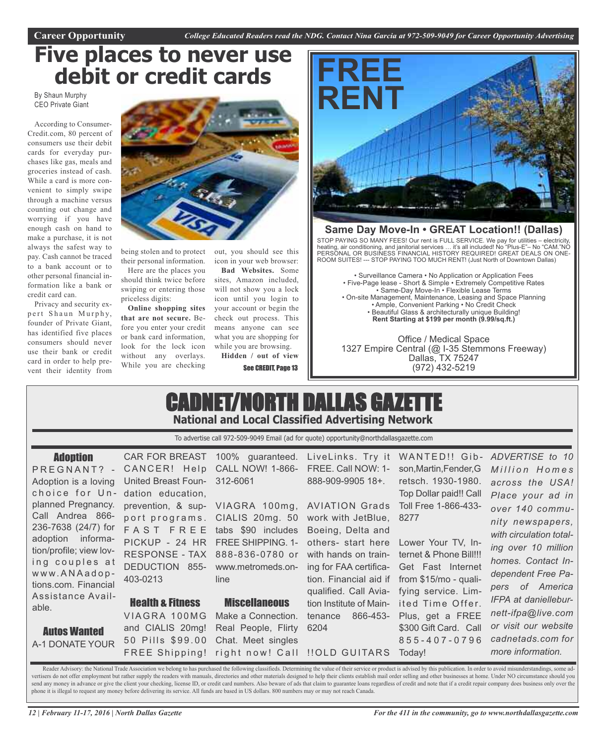# Five places to never use debit or credit cards

By Shaun Murphy
CEO Private Giant

According to Consumer-Credit.com, 80 percent of consumers use their debit cards for everyday purchases like gas, meals and groceries instead of cash. While a card is more convenient to simply swipe through a machine versus counting out change and worrying if you have enough cash on hand to make a purchase, it is not always the safest way to pay. Cash cannot be traced to a bank account or to other personal financial information like a bank or credit card can.

Privacy and security expert Shaun Murphy, founder of Private Giant, has identified five places consumers should never use their bank or credit card in order to help prevent their identity from being stolen and to protect their personal information.

Here are the places you should think twice before swiping or entering those priceless digits:

**Online shopping sites that are not secure.** Before you enter your credit or bank card information, look for the lock icon without any overlays. While you are checking out, you should see this icon in your web browser:

**Bad Websites.** Some sites, Amazon included, will not show you a lock icon until you login to your account or begin the check out process. This means anyone can see what you are shopping for while you are browsing.

**Hidden / out of view**

See CREDIT, Page 13

# FREE RENT

**Same Day Move-In • GREAT Location!! (Dallas)**

STOP PAYING SO MANY FEES! Our rent is FULL SERVICE. We pay for utilities – electricity, heating, air conditioning, and janitorial services … it's all included! No "Plus-E"– No "CAM."NO PERSONAL OR BUSINESS FINANCIAL HISTORY REQUIRED! GREAT DEALS ON ONE-ROOM SUITES! --- STOP PAYING TOO MUCH RENT! (Just North of Downtown Dallas)

• Surveillance Camera • No Application or Application Fees
• Five-Page lease - Short & Simple • Extremely Competitive Rates
• Same-Day Move-In • Flexible Lease Terms
• On-site Management, Maintenance, Leasing and Space Planning
• Ample, Convenient Parking • No Credit Check
• Beautiful Glass & architecturally unique Building!
**Rent Starting at $199 per month (9.99/sq.ft.)**

Office / Medical Space
1327 Empire Central (@ I-35 Stemmons Freeway)
Dallas, TX 75247
(972) 432-5219

# CADNET/NORTH DALLAS GAZETTE

**National and Local Classified Advertising Network**

To advertise call 972-509-9049 Email (ad for quote) opportunity@northdallasgazette.com

### Adoption

PREGNANT? - Adoption is a loving choice for Unplanned Pregnancy. Call Andrea 866-236-7638 (24/7) for adoption information/profile; view loving couples at www.ANAadoptions.com. Financial Assistance Available.

### Autos Wanted

A-1 DONATE YOUR CAR FOR BREAST CANCER! Help United Breast Foundation education, prevention, & support programs. FAST FREE PICKUP - 24 HR RESPONSE - TAX DEDUCTION 855-403-0213

### Health & Fitness

VIAGRA 100MG and CIALIS 20mg! 50 Pills $99.00 FREE Shipping! 100% guaranteed. CALL NOW! 1-866-312-6061

VIAGRA 100mg, CIALIS 20mg. 50 tabs $90 includes FREE SHIPPING. 1-888-836-0780 or www.metromeds.online

### Miscellaneous

Make a Connection. Real People, Flirty Chat. Meet singles right now! Call LiveLinks. Try it FREE. Call NOW: 1-888-909-9905 18+.

AVIATION Grads work with JetBlue, Boeing, Delta and others- start here with hands on training for FAA certification. Financial aid if qualified. Call Aviation Institute of Maintenance 866-453-6204

!!OLD GUITARS WANTED!! Gibson,Martin,Fender,Gretsch. 1930-1980. Top Dollar paid!! Call Toll Free 1-866-433-8277

Lower Your TV, Internet & Phone Bill!!! Get Fast Internet from $15/mo - qualifying service. Limited Time Offer. Plus, get a FREE $300 Gift Card. Call 855-407-0796 Today!

*ADVERTISE to 10 Million Homes across the USA! Place your ad in over 140 community newspapers, with circulation totaling over 10 million homes. Contact Independent Free Papers of America IFPA at danielleburnett-ifpa@live.com or visit our website cadnetads.com for more information.*

Reader Advisory: the National Trade Association we belong to has purchased the following classifieds. Determining the value of their service or product is advised by this publication. In order to avoid misunderstandings, some advertisers do not offer employment but rather supply the readers with manuals, directories and other materials designed to help their clients establish mail order selling and other businesses at home. Under NO circumstance should you send any money in advance or give the client your checking, license ID, or credit card numbers. Also beware of ads that claim to guarantee loans regardless of credit and note that if a credit repair company does business only over the phone it is illegal to request any money before delivering its service. All funds are based in US dollars. 800 numbers may or may not reach Canada.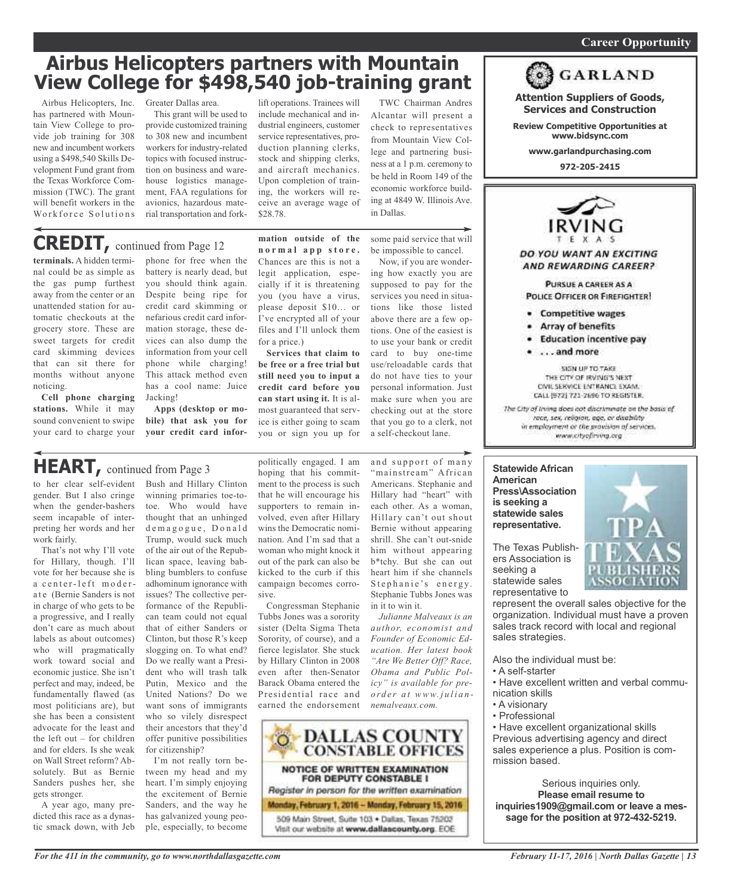## Airbus Helicopters partners with Mountain View College for $498,540 job-training grant

Airbus Helicopters, Inc. has partnered with Mountain View College to provide job training for 308 new and incumbent workers using a $498,540 Skills Development Fund grant from the Texas Workforce Commission (TWC). The grant will benefit workers in the Workforce Solutions Greater Dallas area.

This grant will be used to provide customized training to 308 new and incumbent workers for industry-related topics with focused instruction on business and warehouse logistics management, FAA regulations for avionics, hazardous material transportation and forklift operations. Trainees will include mechanical and industrial engineers, customer service representatives, production planning clerks, stock and shipping clerks, and aircraft mechanics. Upon completion of training, the workers will receive an average wage of $28.78.

TWC Chairman Andres Alcantar will present a check to representatives from Mountain View College and partnering business at a 1 p.m. ceremony to be held in Room 149 of the economic workforce building at 4849 W. Illinois Ave. in Dallas.

## CREDIT, continued from Page 12

**terminals.** A hidden terminal could be as simple as the gas pump furthest away from the center or an unattended station for automatic checkouts at the grocery store. These are sweet targets for credit card skimming devices that can sit there for months without anyone noticing.

**Cell phone charging stations.** While it may sound convenient to swipe your card to charge your phone for free when the battery is nearly dead, but you should think again. Despite being ripe for credit card skimming or nefarious credit card information storage, these devices can also dump the information from your cell phone while charging! This attack method even has a cool name: Juice Jacking!

**Apps (desktop or mobile) that ask you for your credit card information outside of the normal app store.** Chances are this is not a legit application, especially if it is threatening you (you have a virus, please deposit $10… or I've encrypted all of your files and I'll unlock them for a price.)

**Services that claim to be free or a free trial but still need you to input a credit card before you can start using it.** It is almost guaranteed that service is either going to scam you or sign you up for some paid service that will be impossible to cancel.

Now, if you are wondering how exactly you are supposed to pay for the services you need in situations like those listed above there are a few options. One of the easiest is to use your bank or credit card to buy one-time use/reloadable cards that do not have ties to your personal information. Just make sure when you are checking out at the store that you go to a clerk, not a self-checkout lane.

## HEART, continued from Page 3

to her clear self-evident gender. But I also cringe when the gender-bashers seem incapable of interpreting her words and her work fairly.

That's not why I'll vote for Hillary, though. I'll vote for her because she is a center-left moderate (Bernie Sanders is not in charge of who gets to be a progressive, and I really don't care as much about labels as about outcomes) who will pragmatically work toward social and economic justice. She isn't perfect and may, indeed, be fundamentally flawed (as most politicians are), but she has been a consistent advocate for the least and the left out – for children and for elders. Is she weak on Wall Street reform? Absolutely. But as Bernie Sanders pushes her, she gets stronger.

A year ago, many predicted this race as a dynastic smack down, with Jeb Bush and Hillary Clinton winning primaries toe-to-toe. Who would have thought that an unhinged demagogue, Donald Trump, would suck much of the air out of the Republican space, leaving babbling bumblers to confuse adhominum ignorance with issues? The collective performance of the Republican team could not equal that of either Sanders or Clinton, but those R's keep slogging on. To what end? Do we really want a President who will trash talk Putin, Mexico and the United Nations? Do we want sons of immigrants who so vilely disrespect their ancestors that they'd offer punitive possibilities for citizenship?

I'm not really torn between my head and my heart. I'm simply enjoying the excitement of Bernie Sanders, and the way he has galvanized young people, especially, to become politically engaged. I am hoping that his commitment to the process is such that he will encourage his supporters to remain involved, even after Hillary wins the Democratic nomination. And I'm sad that a woman who might knock it out of the park can also be kicked to the curb if this campaign becomes corrosive.

Congressman Stephanie Tubbs Jones was a sorority sister (Delta Sigma Theta Sorority, of course), and a fierce legislator. She stuck by Hillary Clinton in 2008 even after then-Senator Barack Obama entered the Presidential race and earned the endorsement and support of many "mainstream" African Americans. Stephanie and Hillary had "heart" with each other. As a woman, Hillary can't out shout Bernie without appearing shrill. She can't out-snide him without appearing b*tchy. But she can out heart him if she channels Stephanie's energy. Stephanie Tubbs Jones was in it to win it.

*Julianne Malveaux is an author, economist and Founder of Economic Education. Her latest book "Are We Better Off? Race, Obama and Public Policy" is available for preorder at www.juliannemalveaux.com.*

---

**Career Opportunity**

**GARLAND**

**Attention Suppliers of Goods, Services and Construction**

**Review Competitive Opportunities at www.bidsync.com**

**www.garlandpurchasing.com**

**972-205-2415**

---

**IRVING TEXAS**

**DO YOU WANT AN EXCITING AND REWARDING CAREER?**

PURSUE A CAREER AS A POLICE OFFICER OR FIREFIGHTER!

- Competitive wages
- Array of benefits
- Education incentive pay
- . . . and more

SIGN UP TO TAKE THE CITY OF IRVING'S NEXT CIVIL SERVICE ENTRANCE EXAM. CALL (972) 721-2696 TO REGISTER.

*The City of Irving does not discriminate on the basis of race, sex, religion, age, or disability in employment or the provision of services. www.cityofirving.org*

---

**Statewide African American Press\Association is seeking a statewide sales representative.**

TPA TEXAS PUBLISHERS ASSOCIATION

The Texas Publishers Association is seeking a statewide sales representative to represent the overall sales objective for the organization. Individual must have a proven sales track record with local and regional sales strategies.

Also the individual must be:

- A self-starter
- Have excellent written and verbal communication skills
- A visionary
- Professional
- Have excellent organizational skills

Previous advertising agency and direct sales experience a plus. Position is commission based.

Serious inquiries only.

**Please email resume to inquiries1909@gmail.com or leave a message for the position at 972-432-5219.**

---

**DALLAS COUNTY CONSTABLE OFFICES**

**NOTICE OF WRITTEN EXAMINATION FOR DEPUTY CONSTABLE I**

*Register in person for the written examination*

**Monday, February 1, 2016 – Monday, February 15, 2016**

509 Main Street, Suite 103 • Dallas, Texas 75202

Visit our website at **www.dallascounty.org**. EOE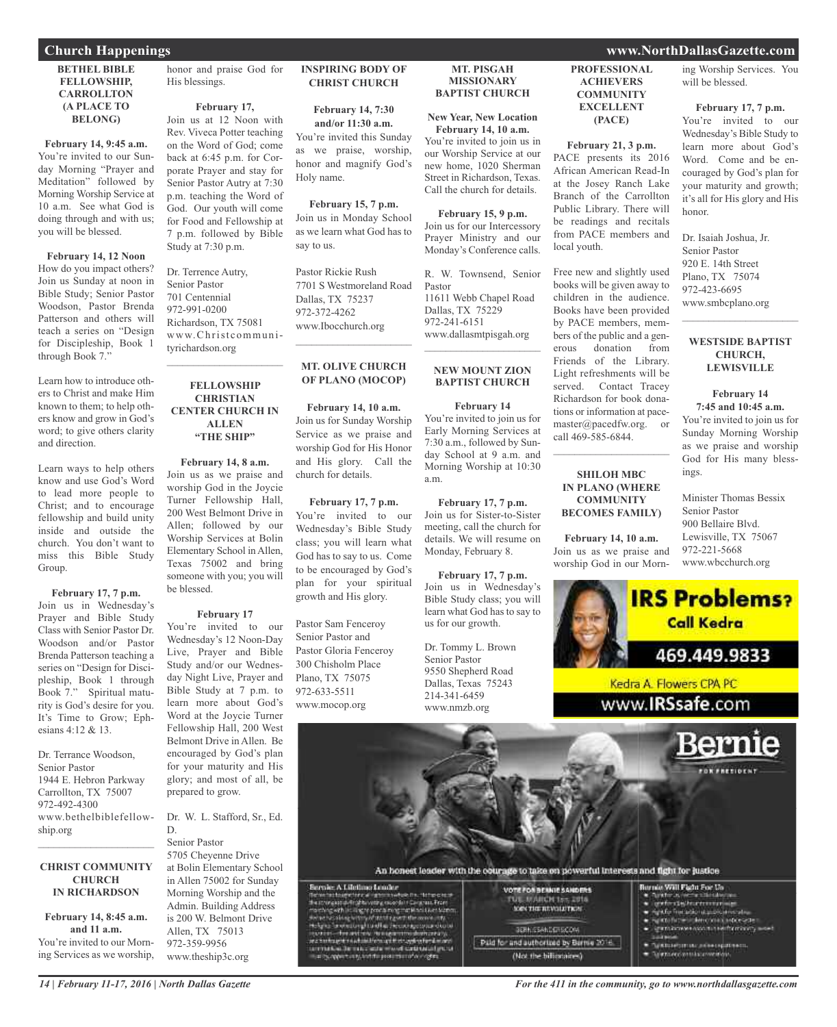## Church Happenings

### BETHEL BIBLE FELLOWSHIP, CARROLLTON (A PLACE TO BELONG)

**February 14, 9:45 a.m.**
You're invited to our Sunday Morning "Prayer and Meditation" followed by Morning Worship Service at 10 a.m. See what God is doing through and with us; you will be blessed.

**February 14, 12 Noon**
How do you impact others? Join us Sunday at noon in Bible Study; Senior Pastor Woodson, Pastor Brenda Patterson and others will teach a series on "Design for Discipleship, Book 1 through Book 7."

Learn how to introduce others to Christ and make Him known to them; to help others know and grow in God's word; to give others clarity and direction.

Learn ways to help others know and use God's Word to lead more people to Christ; and to encourage fellowship and build unity inside and outside the church. You don't want to miss this Bible Study Group.

**February 17, 7 p.m.**
Join us in Wednesday's Prayer and Bible Study Class with Senior Pastor Dr. Woodson and/or Pastor Brenda Patterson teaching a series on "Design for Discipleship, Book 1 through Book 7." Spiritual maturity is God's desire for you. It's Time to Grow; Ephesians 4:12 & 13.

Dr. Terrance Woodson,
Senior Pastor
1944 E. Hebron Parkway
Carrollton, TX 75007
972-492-4300
www.bethelbiblefellowship.org

### CHRIST COMMUNITY CHURCH IN RICHARDSON

**February 14, 8:45 a.m. and 11 a.m.**
You're invited to our Morning Services as we worship, honor and praise God for His blessings.

**February 17,**
Join us at 12 Noon with Rev. Viveca Potter teaching on the Word of God; come back at 6:45 p.m. for Corporate Prayer and stay for Senior Pastor Autry at 7:30 p.m. teaching the Word of God. Our youth will come for Food and Fellowship at 7 p.m. followed by Bible Study at 7:30 p.m.

Dr. Terrence Autry,
Senior Pastor
701 Centennial
972-991-0200
Richardson, TX 75081
www.Christcommunityrichardson.org

### FELLOWSHIP CHRISTIAN CENTER CHURCH IN ALLEN "THE SHIP"

**February 14, 8 a.m.**
Join us as we praise and worship God in the Joycie Turner Fellowship Hall, 200 West Belmont Drive in Allen; followed by our Worship Services at Bolin Elementary School in Allen, Texas 75002 and bring someone with you; you will be blessed.

**February 17**
You're invited to our Wednesday's 12 Noon-Day Live, Prayer and Bible Study and/or our Wednesday Night Live, Prayer and Bible Study at 7 p.m. to learn more about God's Word at the Joycie Turner Fellowship Hall, 200 West Belmont Drive in Allen. Be encouraged by God's plan for your maturity and His glory; and most of all, be prepared to grow.

Dr. W. L. Stafford, Sr., Ed. D.
Senior Pastor
5705 Cheyenne Drive
at Bolin Elementary School in Allen 75002 for Sunday Morning Worship and the Admin. Building Address is 200 W. Belmont Drive
Allen, TX 75013
972-359-9956
www.theship3c.org

### INSPIRING BODY OF CHRIST CHURCH

**February 14, 7:30 and/or 11:30 a.m.**
You're invited this Sunday as we praise, worship, honor and magnify God's Holy name.

**February 15, 7 p.m.**
Join us in Monday School as we learn what God has to say to us.

Pastor Rickie Rush
7701 S Westmoreland Road
Dallas, TX 75237
972-372-4262
www.Ibocchurch.org

### MT. OLIVE CHURCH OF PLANO (MOCOP)

**February 14, 10 a.m.**
Join us for Sunday Worship Service as we praise and worship God for His Honor and His glory. Call the church for details.

**February 17, 7 p.m.**
You're invited to our Wednesday's Bible Study class; you will learn what God has to say to you. Come to be encouraged by God's plan for your spiritual growth and His glory.

Pastor Sam Fenceroy
Senior Pastor and
Pastor Gloria Fenceroy
300 Chisholm Place
Plano, TX 75075
972-633-5511
www.mocop.org

### MT. PISGAH MISSIONARY BAPTIST CHURCH

**New Year, New Location February 14, 10 a.m.**
You're invited to join us in our Worship Service at our new home, 1020 Sherman Street in Richardson, Texas. Call the church for details.

**February 15, 9 p.m.**
Join us for our Intercessory Prayer Ministry and our Monday's Conference calls.

R. W. Townsend, Senior Pastor
11611 Webb Chapel Road
Dallas, TX 75229
972-241-6151
www.dallasmtpisgah.org

### NEW MOUNT ZION BAPTIST CHURCH

**February 14**
You're invited to join us for Early Morning Services at 7:30 a.m., followed by Sunday School at 9 a.m. and Morning Worship at 10:30 a.m.

**February 17, 7 p.m.**
Join us for Sister-to-Sister meeting, call the church for details. We will resume on Monday, February 8.

**February 17, 7 p.m.**
Join us in Wednesday's Bible Study class; you will learn what God has to say to us for our growth.

Dr. Tommy L. Brown
Senior Pastor
9550 Shepherd Road
Dallas, Texas 75243
214-341-6459
www.nmzb.org

### PROFESSIONAL ACHIEVERS COMMUNITY EXCELLENT (PACE)

**February 21, 3 p.m.**
PACE presents its 2016 African American Read-In at the Josey Ranch Lake Branch of the Carrollton Public Library. There will be readings and recitals from PACE members and local youth.

Free new and slightly used books will be given away to children in the audience. Books have been provided by PACE members, members of the public and a generous donation from Friends of the Library. Light refreshments will be served. Contact Tracey Richardson for book donations or information at pacemaster@pacedfw.org. or call 469-585-6844.

### SHILOH MBC IN PLANO (WHERE COMMUNITY BECOMES FAMILY)

**February 14, 10 a.m.**
Join us as we praise and worship God in our Morning Worship Services. You will be blessed.

**February 17, 7 p.m.**
You're invited to our Wednesday's Bible Study to learn more about God's Word. Come and be encouraged by God's plan for your maturity and growth; it's all for His glory and His honor.

Dr. Isaiah Joshua, Jr.
Senior Pastor
920 E. 14th Street
Plano, TX 75074
972-423-6695
www.smbcplano.org

### WESTSIDE BAPTIST CHURCH, LEWISVILLE

**February 14 7:45 and 10:45 a.m.**
You're invited to join us for Sunday Morning Worship as we praise and worship God for His many blessings.

Minister Thomas Bessix
Senior Pastor
900 Bellaire Blvd.
Lewisville, TX 75067
972-221-5668
www.wbcchurch.org

IRS Problems? Call Kedra
469.449.9833
Kedra A. Flowers CPA PC
www.IRSsafe.com

Bernie for President
An honest leader with the courage to take on powerful interests and fight for justice
Vote for Bernie Sanders Tue. March 1st, 2016 Join the Revolution
BERNIESANDERS.COM
Paid for and authorized by Bernie 2016 (Not the billionaires)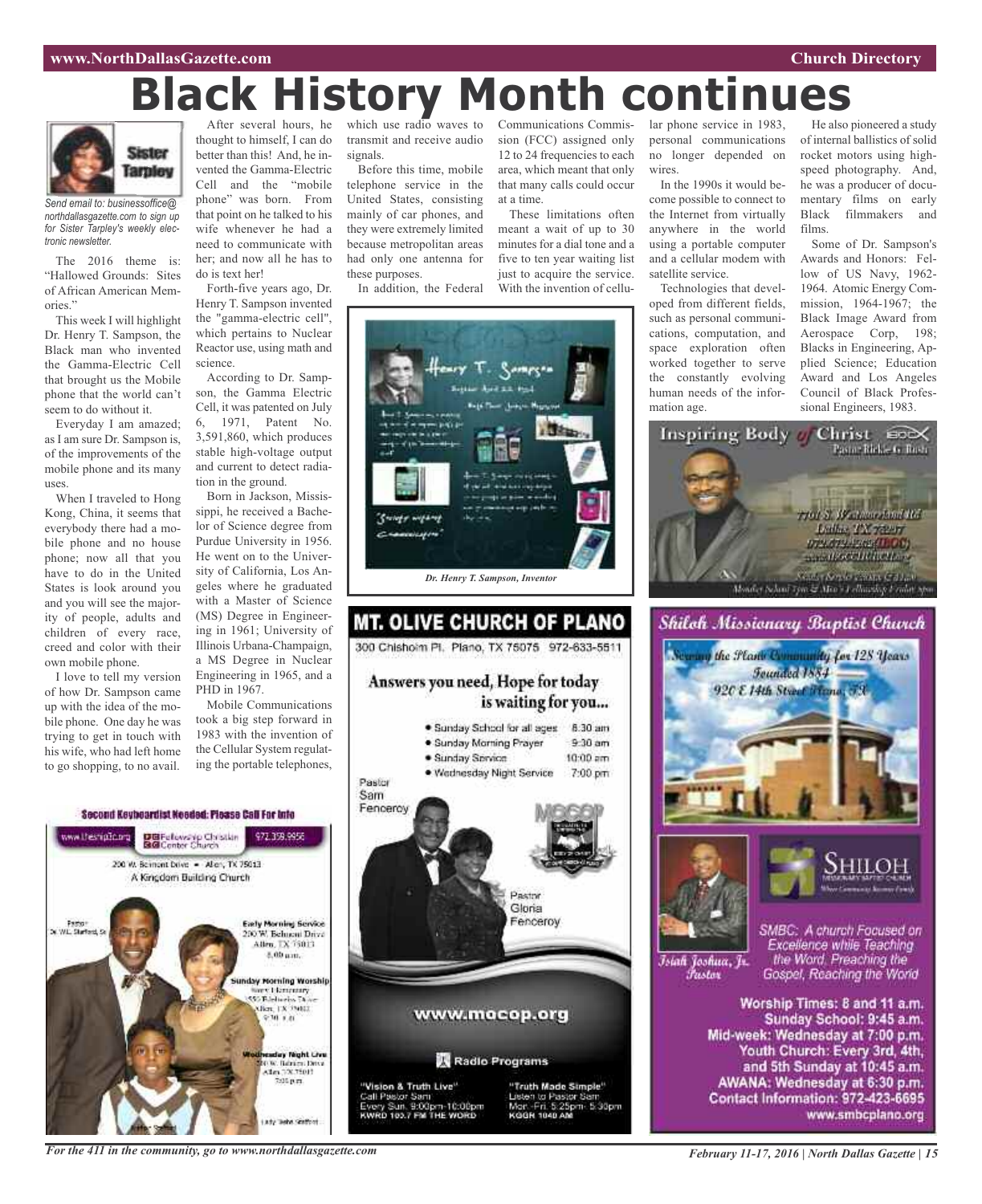# Black History Month continues

Sister Tarpley

*Send email to: businessoffice@northdallasgazette.com to sign up for Sister Tarpley's weekly electronic newsletter.*

The 2016 theme is: "Hallowed Grounds: Sites of African American Memories."

This week I will highlight Dr. Henry T. Sampson, the Black man who invented the Gamma-Electric Cell that brought us the Mobile phone that the world can't seem to do without it.

Everyday I am amazed; as I am sure Dr. Sampson is, of the improvements of the mobile phone and its many uses.

When I traveled to Hong Kong, China, it seems that everybody there had a mobile phone and no house phone; now all that you have to do in the United States is look around you and you will see the majority of people, adults and children of every race, creed and color with their own mobile phone.

I love to tell my version of how Dr. Sampson came up with the idea of the mobile phone. One day he was trying to get in touch with his wife, who had left home to go shopping, to no avail.

After several hours, he thought to himself, I can do better than this! And, he invented the Gamma-Electric Cell and the "mobile phone" was born. From that point on he talked to his wife whenever he had a need to communicate with her; and now all he has to do is text her!

Forth-five years ago, Dr. Henry T. Sampson invented the "gamma-electric cell", which pertains to Nuclear Reactor use, using math and science.

According to Dr. Sampson, the Gamma Electric Cell, it was patented on July 6, 1971, Patent No. 3,591,860, which produces stable high-voltage output and current to detect radiation in the ground.

Born in Jackson, Mississippi, he received a Bachelor of Science degree from Purdue University in 1956. He went on to the University of California, Los Angeles where he graduated with a Master of Science (MS) Degree in Engineering in 1961; University of Illinois Urbana-Champaign, a MS Degree in Nuclear Engineering in 1965, and a PHD in 1967.

Mobile Communications took a big step forward in 1983 with the invention of the Cellular System regulating the portable telephones, which use radio waves to transmit and receive audio signals.

Before this time, mobile telephone service in the United States, consisting mainly of car phones, and they were extremely limited because metropolitan areas had only one antenna for these purposes.

In addition, the Federal Communications Commission (FCC) assigned only 12 to 24 frequencies to each area, which meant that only that many calls could occur at a time.

These limitations often meant a wait of up to 30 minutes for a dial tone and a five to ten year waiting list just to acquire the service. With the invention of cellular phone service in 1983, personal communications no longer depended on wires.

In the 1990s it would become possible to connect to the Internet from virtually anywhere in the world using a portable computer and a cellular modem with satellite service.

Technologies that developed from different fields, such as personal communications, computation, and space exploration often worked together to serve the constantly evolving human needs of the information age.

He also pioneered a study of internal ballistics of solid rocket motors using high-speed photography. And, he was a producer of documentary films on early Black filmmakers and films.

Some of Dr. Sampson's Awards and Honors: Fellow of US Navy, 1962-1964. Atomic Energy Commission, 1964-1967; the Black Image Award from Aerospace Corp, 198; Blacks in Engineering, Applied Science; Education Award and Los Angeles Council of Black Professional Engineers, 1983.

*Dr. Henry T. Sampson, Inventor*

## Inspiring Body of Christ

Pastor Rickie G. Rush

7701 S. Westmoreland Rd. Dallas, TX 75237 972.672.2303 (IBOC)

Monday School 7pm & Men's Fellowship Friday 8pm

## MT. OLIVE CHURCH OF PLANO

300 Chisholm Pl. Plano, TX 75075 972-633-5511

**Answers you need, Hope for today is waiting for you...**

- Sunday School for all ages 8:30 am
- Sunday Morning Prayer 9:30 am
- Sunday Service 10:00 am
- Wednesday Night Service 7:00 pm

Pastor Sam Fenceroy

Pastor Gloria Fenceroy

www.mocop.org

Radio Programs

"Vision & Truth Live" Call Pastor Sam Every Sun. 9:00pm-10:00pm KWRD 100.7 FM THE WORD

"Truth Made Simple" Listen to Pastor Sam Mon.-Fri. 5:25pm-5:30pm KGGR 1040 AM

## Shiloh Missionary Baptist Church

Serving the Plano Community for 128 Years

Founded 1884

920 E 14th Street Plano, TX

SHILOH MISSIONARY BAPTIST CHURCH

Isiah Joshua, Jr. Pastor

SMBC: A church Focused on Excellence while Teaching the Word, Preaching the Gospel, Reaching the World

Worship Times: 8 and 11 a.m.
Sunday School: 9:45 a.m.
Mid-week: Wednesday at 7:00 p.m.
Youth Church: Every 3rd, 4th, and 5th Sunday at 10:45 a.m.
AWANA: Wednesday at 6:30 p.m.
Contact Information: 972-423-6695
www.smbcplano.org

## Second Keyboardist Needed: Please Call For Info

www.thesmiftc.org Fellowship Christian Center Church 972.359.9956

200 W. Belmont Drive • Allen, TX 75013

A Kingdom Building Church

Pastor Dr. W.L. Stafford, Sr.

Early Morning Service 200 W. Belmont Drive Allen, TX 75013 8:00 a.m.

Sunday Morning Worship

Wednesday Night Live

Lady Stafford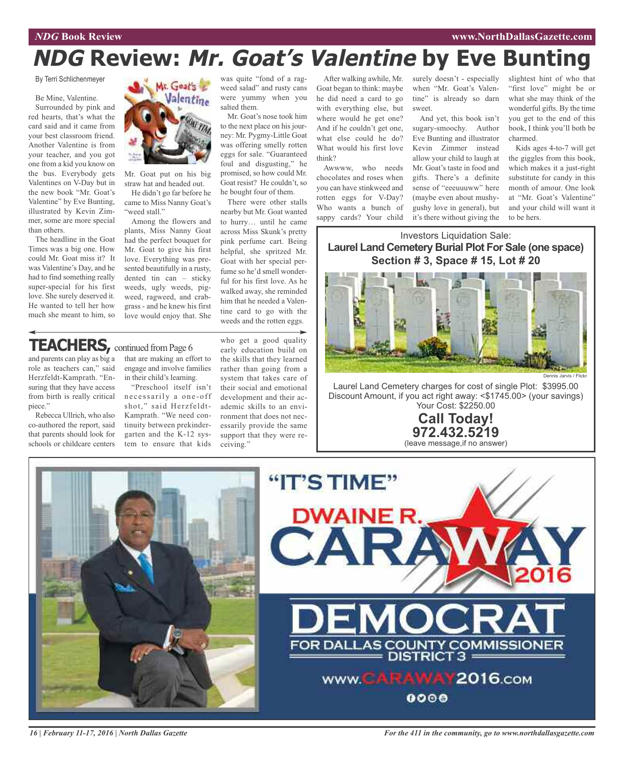# *NDG* Review: *Mr. Goat's Valentine* by Eve Bunting

By Terri Schlichenmeyer

Be Mine, Valentine.

Surrounded by pink and red hearts, that's what the card said and it came from your best classroom friend. Another Valentine is from your teacher, and you got one from a kid you know on the bus. Everybody gets Valentines on V-Day but in the new book "Mr. Goat's Valentine" by Eve Bunting, illustrated by Kevin Zimmer, some are more special than others.

The headline in the Goat Times was a big one. How could Mr. Goat miss it? It was Valentine's Day, and he had to find something really super-special for his first love. She surely deserved it. He wanted to tell her how much she meant to him, so Mr. Goat put on his big straw hat and headed out.

He didn't go far before he came to Miss Nanny Goat's "weed stall."

Among the flowers and plants, Miss Nanny Goat had the perfect bouquet for Mr. Goat to give his first love. Everything was presented beautifully in a rusty, dented tin can – sticky weeds, ugly weeds, pigweed, ragweed, and crabgrass - and he knew his first love would enjoy that. She was quite "fond of a ragweed salad" and rusty cans were yummy when you salted them.

Mr. Goat's nose took him to the next place on his journey: Mr. Pygmy-Little Goat was offering smelly rotten eggs for sale. "Guaranteed foul and disgusting," he promised, so how could Mr. Goat resist? He couldn't, so he bought four of them.

There were other stalls nearby but Mr. Goat wanted to hurry… until he came across Miss Skunk's pretty pink perfume cart. Being helpful, she spritzed Mr. Goat with her special perfume so he'd smell wonderful for his first love. As he walked away, she reminded him that he needed a Valentine card to go with the weeds and the rotten eggs.

After walking awhile, Mr. Goat began to think: maybe he did need a card to go with everything else, but where would he get one? And if he couldn't get one, what else could he do? What would his first love think?

Awwww, who needs chocolates and roses when you can have stinkweed and rotten eggs for V-Day? Who wants a bunch of sappy cards? Your child surely doesn't - especially when "Mr. Goat's Valentine" is already so darn sweet.

And yet, this book isn't sugary-smoochy. Author Eve Bunting and illustrator Kevin Zimmer instead allow your child to laugh at Mr. Goat's taste in food and gifts. There's a definite sense of "eeeuuuww" here (maybe even about mushy-gushy love in general), but it's there without giving the slightest hint of who that "first love" might be or what she may think of the wonderful gifts. By the time you get to the end of this book, I think you'll both be charmed.

Kids ages 4-to-7 will get the giggles from this book, which makes it a just-right substitute for candy in this month of amour. One look at "Mr. Goat's Valentine" and your child will want it to be hers.

## TEACHERS, continued from Page 6

and parents can play as big a role as teachers can," said Herzfeldt-Kamprath. "Ensuring that they have access from birth is really critical piece."

Rebecca Ullrich, who also co-authored the report, said that parents should look for schools or childcare centers that are making an effort to engage and involve families in their child's learning.

"Preschool itself isn't necessarily a one-off shot," said Herzfeldt-Kamprath. "We need continuity between prekindergarten and the K-12 system to ensure that kids who get a good quality early education build on the skills that they learned rather than going from a system that takes care of their social and emotional development and their academic skills to an environment that does not necessarily provide the same support that they were receiving."

---

Investors Liquidation Sale:

**Laurel Land Cemetery Burial Plot For Sale (one space)**
**Section # 3, Space # 15, Lot # 20**

Dennis Jarvis / Flickr

Laurel Land Cemetery charges for cost of single Plot: $3995.00
Discount Amount, if you act right away: <$1745.00> (your savings)
Your Cost: $2250.00

**Call Today!**
**972.432.5219**
(leave message,if no answer)

---

"IT'S TIME"

DWAINE R. CARAWAY 2016

DEMOCRAT

FOR DALLAS COUNTY COMMISSIONER DISTRICT 3

www.CARAWAY2016.com